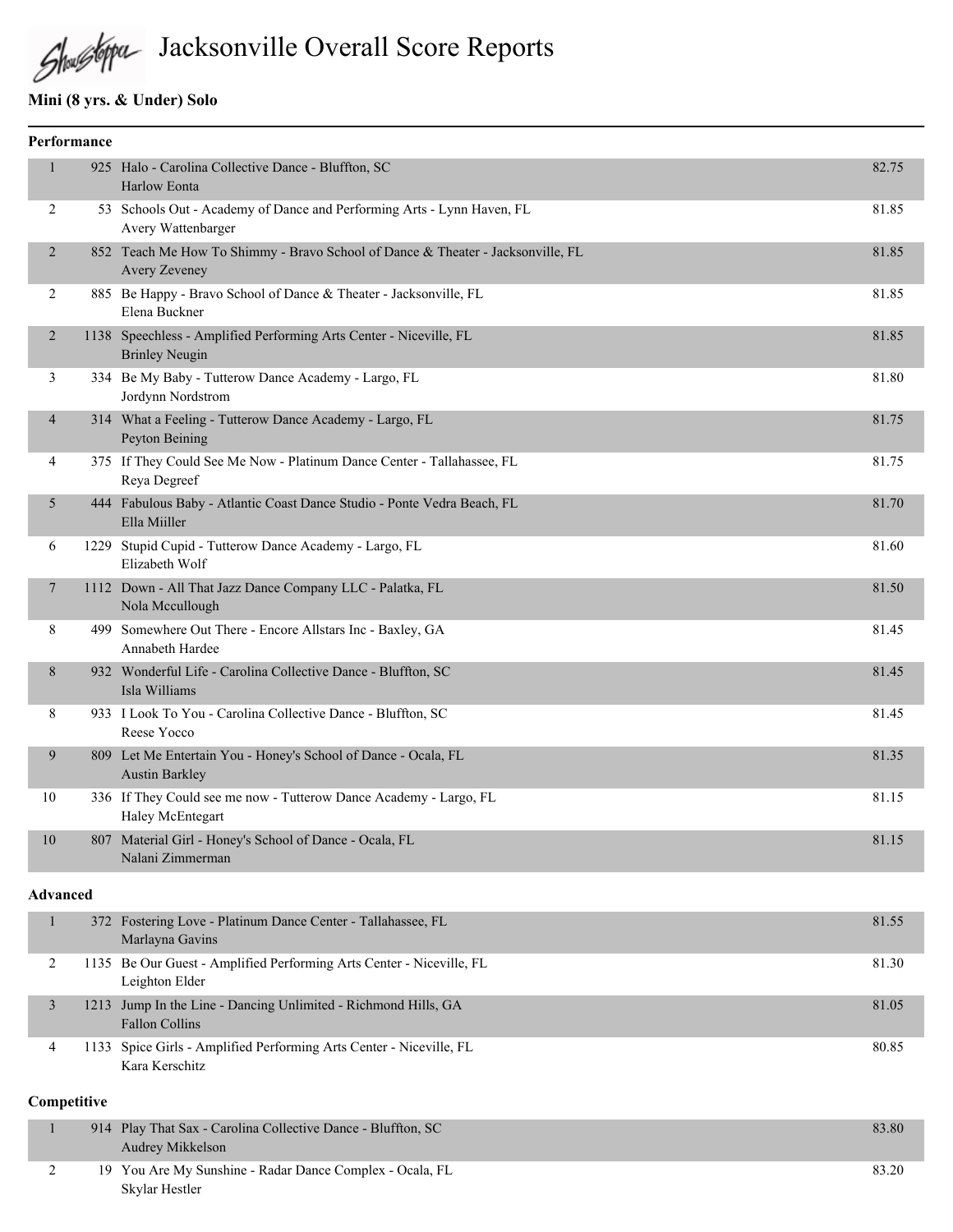# Jacksonville Overall Score Reports

## Mini (8 yrs. & Under) Solo

### Performance

| Place | # | Entry | Score |
|---|---|---|---|
| 1 | 925 | Halo - Carolina Collective Dance - Bluffton, SC<br>Harlow Eonta | 82.75 |
| 2 | 53 | Schools Out - Academy of Dance and Performing Arts - Lynn Haven, FL<br>Avery Wattenbarger | 81.85 |
| 2 | 852 | Teach Me How To Shimmy - Bravo School of Dance & Theater - Jacksonville, FL<br>Avery Zeveney | 81.85 |
| 2 | 885 | Be Happy - Bravo School of Dance & Theater - Jacksonville, FL<br>Elena Buckner | 81.85 |
| 2 | 1138 | Speechless - Amplified Performing Arts Center - Niceville, FL<br>Brinley Neugin | 81.85 |
| 3 | 334 | Be My Baby - Tutterow Dance Academy - Largo, FL<br>Jordynn Nordstrom | 81.80 |
| 4 | 314 | What a Feeling - Tutterow Dance Academy - Largo, FL<br>Peyton Beining | 81.75 |
| 4 | 375 | If They Could See Me Now - Platinum Dance Center - Tallahassee, FL<br>Reya Degreef | 81.75 |
| 5 | 444 | Fabulous Baby - Atlantic Coast Dance Studio - Ponte Vedra Beach, FL<br>Ella Miiller | 81.70 |
| 6 | 1229 | Stupid Cupid - Tutterow Dance Academy - Largo, FL<br>Elizabeth Wolf | 81.60 |
| 7 | 1112 | Down - All That Jazz Dance Company LLC - Palatka, FL<br>Nola Mccullough | 81.50 |
| 8 | 499 | Somewhere Out There - Encore Allstars Inc - Baxley, GA<br>Annabeth Hardee | 81.45 |
| 8 | 932 | Wonderful Life - Carolina Collective Dance - Bluffton, SC<br>Isla Williams | 81.45 |
| 8 | 933 | I Look To You - Carolina Collective Dance - Bluffton, SC<br>Reese Yocco | 81.45 |
| 9 | 809 | Let Me Entertain You - Honey's School of Dance - Ocala, FL<br>Austin Barkley | 81.35 |
| 10 | 336 | If They Could see me now - Tutterow Dance Academy - Largo, FL<br>Haley McEntegart | 81.15 |
| 10 | 807 | Material Girl - Honey's School of Dance - Ocala, FL<br>Nalani Zimmerman | 81.15 |

### Advanced

| Place | # | Entry | Score |
|---|---|---|---|
| 1 | 372 | Fostering Love - Platinum Dance Center - Tallahassee, FL<br>Marlayna Gavins | 81.55 |
| 2 | 1135 | Be Our Guest - Amplified Performing Arts Center - Niceville, FL<br>Leighton Elder | 81.30 |
| 3 | 1213 | Jump In the Line - Dancing Unlimited - Richmond Hills, GA<br>Fallon Collins | 81.05 |
| 4 | 1133 | Spice Girls - Amplified Performing Arts Center - Niceville, FL<br>Kara Kerschitz | 80.85 |

### Competitive

| Place | # | Entry | Score |
|---|---|---|---|
| 1 | 914 | Play That Sax - Carolina Collective Dance - Bluffton, SC<br>Audrey Mikkelson | 83.80 |
| 2 | 19 | You Are My Sunshine - Radar Dance Complex - Ocala, FL<br>Skylar Hestler | 83.20 |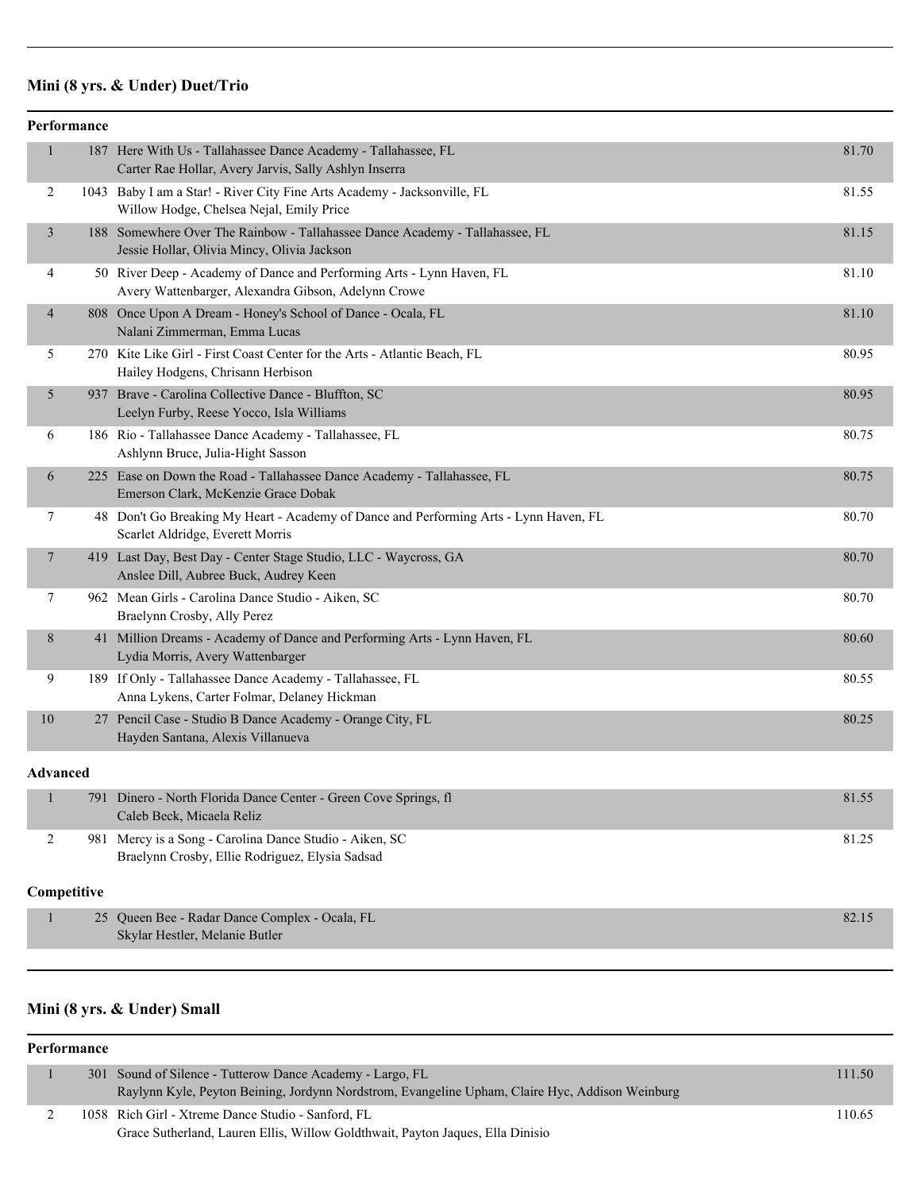## Mini (8 yrs. & Under) Duet/Trio

### Performance

| Place | No. | Routine / Studio / Dancers | Score |
|---|---|---|---|
| 1 | 187 | Here With Us - Tallahassee Dance Academy - Tallahassee, FL<br>Carter Rae Hollar, Avery Jarvis, Sally Ashlyn Inserra | 81.70 |
| 2 | 1043 | Baby I am a Star! - River City Fine Arts Academy - Jacksonville, FL<br>Willow Hodge, Chelsea Nejal, Emily Price | 81.55 |
| 3 | 188 | Somewhere Over The Rainbow - Tallahassee Dance Academy - Tallahassee, FL<br>Jessie Hollar, Olivia Mincy, Olivia Jackson | 81.15 |
| 4 | 50 | River Deep - Academy of Dance and Performing Arts - Lynn Haven, FL<br>Avery Wattenbarger, Alexandra Gibson, Adelynn Crowe | 81.10 |
| 4 | 808 | Once Upon A Dream - Honey's School of Dance - Ocala, FL<br>Nalani Zimmerman, Emma Lucas | 81.10 |
| 5 | 270 | Kite Like Girl - First Coast Center for the Arts - Atlantic Beach, FL<br>Hailey Hodgens, Chrisann Herbison | 80.95 |
| 5 | 937 | Brave - Carolina Collective Dance - Bluffton, SC<br>Leelyn Furby, Reese Yocco, Isla Williams | 80.95 |
| 6 | 186 | Rio - Tallahassee Dance Academy - Tallahassee, FL<br>Ashlynn Bruce, Julia-Hight Sasson | 80.75 |
| 6 | 225 | Ease on Down the Road - Tallahassee Dance Academy - Tallahassee, FL<br>Emerson Clark, McKenzie Grace Dobak | 80.75 |
| 7 | 48 | Don't Go Breaking My Heart - Academy of Dance and Performing Arts - Lynn Haven, FL<br>Scarlet Aldridge, Everett Morris | 80.70 |
| 7 | 419 | Last Day, Best Day - Center Stage Studio, LLC - Waycross, GA<br>Anslee Dill, Aubree Buck, Audrey Keen | 80.70 |
| 7 | 962 | Mean Girls - Carolina Dance Studio - Aiken, SC<br>Braelynn Crosby, Ally Perez | 80.70 |
| 8 | 41 | Million Dreams - Academy of Dance and Performing Arts - Lynn Haven, FL<br>Lydia Morris, Avery Wattenbarger | 80.60 |
| 9 | 189 | If Only - Tallahassee Dance Academy - Tallahassee, FL<br>Anna Lykens, Carter Folmar, Delaney Hickman | 80.55 |
| 10 | 27 | Pencil Case - Studio B Dance Academy - Orange City, FL<br>Hayden Santana, Alexis Villanueva | 80.25 |

### Advanced

| Place | No. | Routine / Studio / Dancers | Score |
|---|---|---|---|
| 1 | 791 | Dinero - North Florida Dance Center - Green Cove Springs, fl<br>Caleb Beck, Micaela Reliz | 81.55 |
| 2 | 981 | Mercy is a Song - Carolina Dance Studio - Aiken, SC<br>Braelynn Crosby, Ellie Rodriguez, Elysia Sadsad | 81.25 |

### Competitive

| Place | No. | Routine / Studio / Dancers | Score |
|---|---|---|---|
| 1 | 25 | Queen Bee - Radar Dance Complex - Ocala, FL<br>Skylar Hestler, Melanie Butler | 82.15 |

## Mini (8 yrs. & Under) Small

### Performance

| Place | No. | Routine / Studio / Dancers | Score |
|---|---|---|---|
| 1 | 301 | Sound of Silence - Tutterow Dance Academy - Largo, FL<br>Raylynn Kyle, Peyton Beining, Jordynn Nordstrom, Evangeline Upham, Claire Hyc, Addison Weinburg | 111.50 |
| 2 | 1058 | Rich Girl - Xtreme Dance Studio - Sanford, FL<br>Grace Sutherland, Lauren Ellis, Willow Goldthwait, Payton Jaques, Ella Dinisio | 110.65 |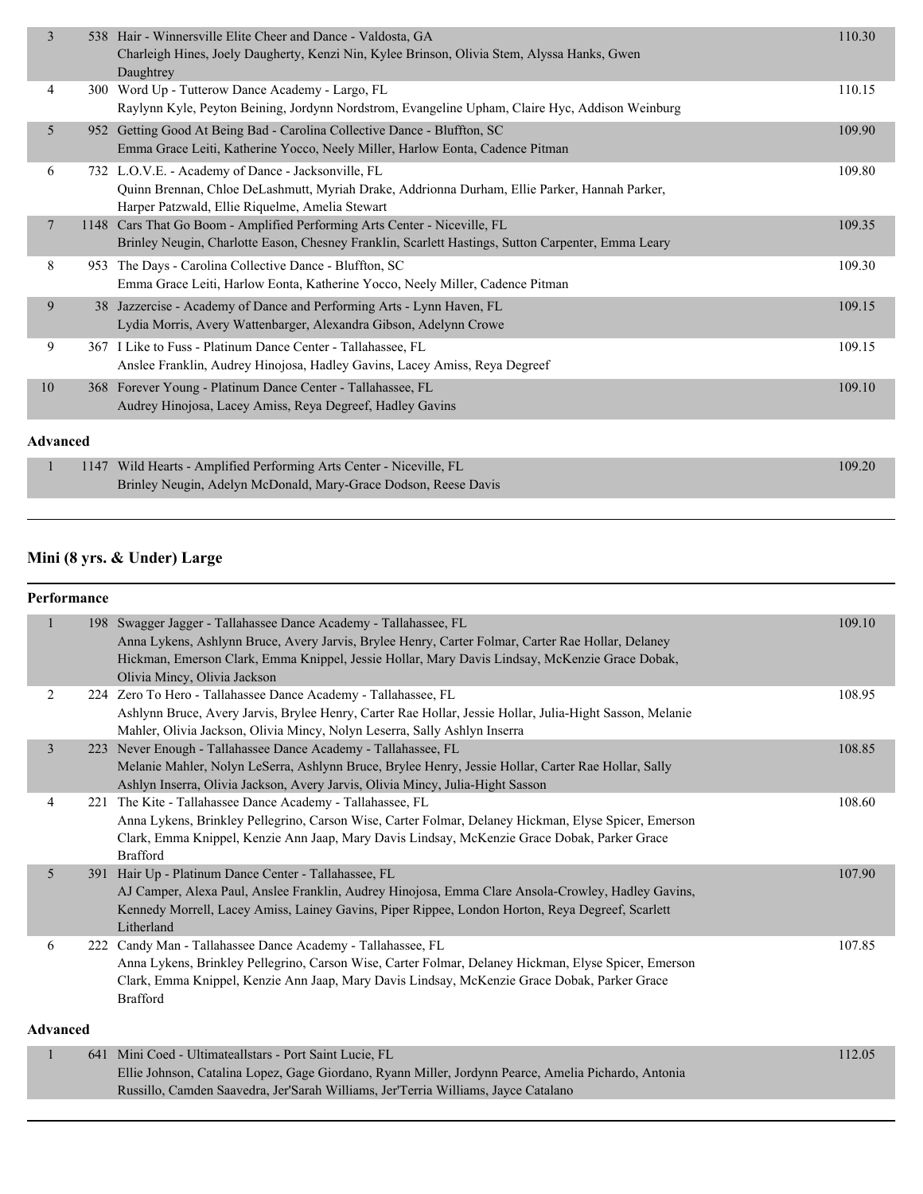| Place | No. | Routine / Studio / Dancers | Score |
|---|---|---|---|
| 3 | 538 | Hair - Winnersville Elite Cheer and Dance - Valdosta, GA<br>Charleigh Hines, Joely Daugherty, Kenzi Nin, Kylee Brinson, Olivia Stem, Alyssa Hanks, Gwen Daughtrey | 110.30 |
| 4 | 300 | Word Up - Tutterow Dance Academy - Largo, FL<br>Raylynn Kyle, Peyton Beining, Jordynn Nordstrom, Evangeline Upham, Claire Hyc, Addison Weinburg | 110.15 |
| 5 | 952 | Getting Good At Being Bad - Carolina Collective Dance - Bluffton, SC<br>Emma Grace Leiti, Katherine Yocco, Neely Miller, Harlow Eonta, Cadence Pitman | 109.90 |
| 6 | 732 | L.O.V.E. - Academy of Dance - Jacksonville, FL<br>Quinn Brennan, Chloe DeLashmutt, Myriah Drake, Addrionna Durham, Ellie Parker, Hannah Parker, Harper Patzwald, Ellie Riquelme, Amelia Stewart | 109.80 |
| 7 | 1148 | Cars That Go Boom - Amplified Performing Arts Center - Niceville, FL<br>Brinley Neugin, Charlotte Eason, Chesney Franklin, Scarlett Hastings, Sutton Carpenter, Emma Leary | 109.35 |
| 8 | 953 | The Days - Carolina Collective Dance - Bluffton, SC<br>Emma Grace Leiti, Harlow Eonta, Katherine Yocco, Neely Miller, Cadence Pitman | 109.30 |
| 9 | 38 | Jazzercise - Academy of Dance and Performing Arts - Lynn Haven, FL<br>Lydia Morris, Avery Wattenbarger, Alexandra Gibson, Adelynn Crowe | 109.15 |
| 9 | 367 | I Like to Fuss - Platinum Dance Center - Tallahassee, FL<br>Anslee Franklin, Audrey Hinojosa, Hadley Gavins, Lacey Amiss, Reya Degreef | 109.15 |
| 10 | 368 | Forever Young - Platinum Dance Center - Tallahassee, FL<br>Audrey Hinojosa, Lacey Amiss, Reya Degreef, Hadley Gavins | 109.10 |

**Advanced**

| Place | No. | Routine / Studio / Dancers | Score |
|---|---|---|---|
| 1 | 1147 | Wild Hearts - Amplified Performing Arts Center - Niceville, FL<br>Brinley Neugin, Adelyn McDonald, Mary-Grace Dodson, Reese Davis | 109.20 |

## Mini (8 yrs. & Under) Large

**Performance**

| Place | No. | Routine / Studio / Dancers | Score |
|---|---|---|---|
| 1 | 198 | Swagger Jagger - Tallahassee Dance Academy - Tallahassee, FL<br>Anna Lykens, Ashlynn Bruce, Avery Jarvis, Brylee Henry, Carter Folmar, Carter Rae Hollar, Delaney Hickman, Emerson Clark, Emma Knippel, Jessie Hollar, Mary Davis Lindsay, McKenzie Grace Dobak, Olivia Mincy, Olivia Jackson | 109.10 |
| 2 | 224 | Zero To Hero - Tallahassee Dance Academy - Tallahassee, FL<br>Ashlynn Bruce, Avery Jarvis, Brylee Henry, Carter Rae Hollar, Jessie Hollar, Julia-Hight Sasson, Melanie Mahler, Olivia Jackson, Olivia Mincy, Nolyn Leserra, Sally Ashlyn Inserra | 108.95 |
| 3 | 223 | Never Enough - Tallahassee Dance Academy - Tallahassee, FL<br>Melanie Mahler, Nolyn LeSerra, Ashlynn Bruce, Brylee Henry, Jessie Hollar, Carter Rae Hollar, Sally Ashlyn Inserra, Olivia Jackson, Avery Jarvis, Olivia Mincy, Julia-Hight Sasson | 108.85 |
| 4 | 221 | The Kite - Tallahassee Dance Academy - Tallahassee, FL<br>Anna Lykens, Brinkley Pellegrino, Carson Wise, Carter Folmar, Delaney Hickman, Elyse Spicer, Emerson Clark, Emma Knippel, Kenzie Ann Jaap, Mary Davis Lindsay, McKenzie Grace Dobak, Parker Grace Brafford | 108.60 |
| 5 | 391 | Hair Up - Platinum Dance Center - Tallahassee, FL<br>AJ Camper, Alexa Paul, Anslee Franklin, Audrey Hinojosa, Emma Clare Ansola-Crowley, Hadley Gavins, Kennedy Morrell, Lacey Amiss, Lainey Gavins, Piper Rippee, London Horton, Reya Degreef, Scarlett Litherland | 107.90 |
| 6 | 222 | Candy Man - Tallahassee Dance Academy - Tallahassee, FL<br>Anna Lykens, Brinkley Pellegrino, Carson Wise, Carter Folmar, Delaney Hickman, Elyse Spicer, Emerson Clark, Emma Knippel, Kenzie Ann Jaap, Mary Davis Lindsay, McKenzie Grace Dobak, Parker Grace Brafford | 107.85 |

**Advanced**

| Place | No. | Routine / Studio / Dancers | Score |
|---|---|---|---|
| 1 | 641 | Mini Coed - Ultimateallstars - Port Saint Lucie, FL<br>Ellie Johnson, Catalina Lopez, Gage Giordano, Ryann Miller, Jordynn Pearce, Amelia Pichardo, Antonia Russillo, Camden Saavedra, Jer'Sarah Williams, Jer'Terria Williams, Jayce Catalano | 112.05 |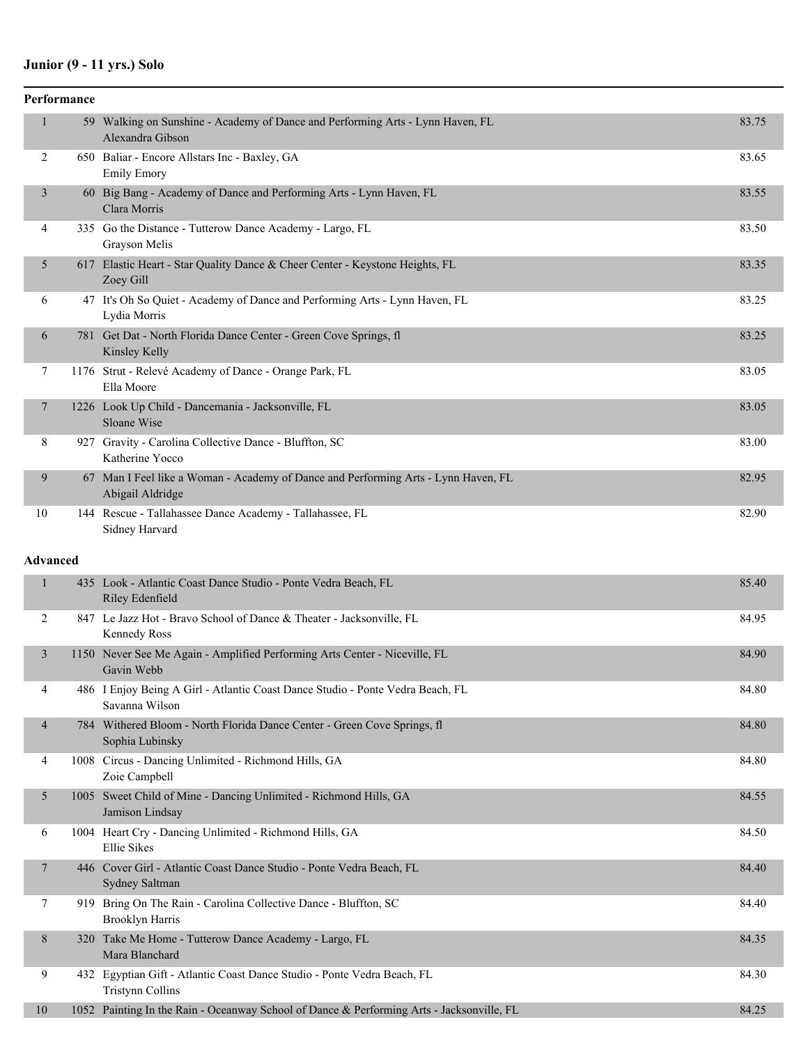## Junior (9 - 11 yrs.) Solo

### Performance

| Place | No. | Entry | Score |
|---|---|---|---|
| 1 | 59 | Walking on Sunshine - Academy of Dance and Performing Arts - Lynn Haven, FL<br>Alexandra Gibson | 83.75 |
| 2 | 650 | Baliar - Encore Allstars Inc - Baxley, GA<br>Emily Emory | 83.65 |
| 3 | 60 | Big Bang - Academy of Dance and Performing Arts - Lynn Haven, FL<br>Clara Morris | 83.55 |
| 4 | 335 | Go the Distance - Tutterow Dance Academy - Largo, FL<br>Grayson Melis | 83.50 |
| 5 | 617 | Elastic Heart - Star Quality Dance & Cheer Center - Keystone Heights, FL<br>Zoey Gill | 83.35 |
| 6 | 47 | It's Oh So Quiet - Academy of Dance and Performing Arts - Lynn Haven, FL<br>Lydia Morris | 83.25 |
| 6 | 781 | Get Dat - North Florida Dance Center - Green Cove Springs, fl<br>Kinsley Kelly | 83.25 |
| 7 | 1176 | Strut - Relevé Academy of Dance - Orange Park, FL<br>Ella Moore | 83.05 |
| 7 | 1226 | Look Up Child - Dancemania - Jacksonville, FL<br>Sloane Wise | 83.05 |
| 8 | 927 | Gravity - Carolina Collective Dance - Bluffton, SC<br>Katherine Yocco | 83.00 |
| 9 | 67 | Man I Feel like a Woman - Academy of Dance and Performing Arts - Lynn Haven, FL<br>Abigail Aldridge | 82.95 |
| 10 | 144 | Rescue - Tallahassee Dance Academy - Tallahassee, FL<br>Sidney Harvard | 82.90 |

### Advanced

| Place | No. | Entry | Score |
|---|---|---|---|
| 1 | 435 | Look - Atlantic Coast Dance Studio - Ponte Vedra Beach, FL<br>Riley Edenfield | 85.40 |
| 2 | 847 | Le Jazz Hot - Bravo School of Dance & Theater - Jacksonville, FL<br>Kennedy Ross | 84.95 |
| 3 | 1150 | Never See Me Again - Amplified Performing Arts Center - Niceville, FL<br>Gavin Webb | 84.90 |
| 4 | 486 | I Enjoy Being A Girl - Atlantic Coast Dance Studio - Ponte Vedra Beach, FL<br>Savanna Wilson | 84.80 |
| 4 | 784 | Withered Bloom - North Florida Dance Center - Green Cove Springs, fl<br>Sophia Lubinsky | 84.80 |
| 4 | 1008 | Circus - Dancing Unlimited - Richmond Hills, GA<br>Zoie Campbell | 84.80 |
| 5 | 1005 | Sweet Child of Mine - Dancing Unlimited - Richmond Hills, GA<br>Jamison Lindsay | 84.55 |
| 6 | 1004 | Heart Cry - Dancing Unlimited - Richmond Hills, GA<br>Ellie Sikes | 84.50 |
| 7 | 446 | Cover Girl - Atlantic Coast Dance Studio - Ponte Vedra Beach, FL<br>Sydney Saltman | 84.40 |
| 7 | 919 | Bring On The Rain - Carolina Collective Dance - Bluffton, SC<br>Brooklyn Harris | 84.40 |
| 8 | 320 | Take Me Home - Tutterow Dance Academy - Largo, FL<br>Mara Blanchard | 84.35 |
| 9 | 432 | Egyptian Gift - Atlantic Coast Dance Studio - Ponte Vedra Beach, FL<br>Tristynn Collins | 84.30 |
| 10 | 1052 | Painting In the Rain - Oceanway School of Dance & Performing Arts - Jacksonville, FL | 84.25 |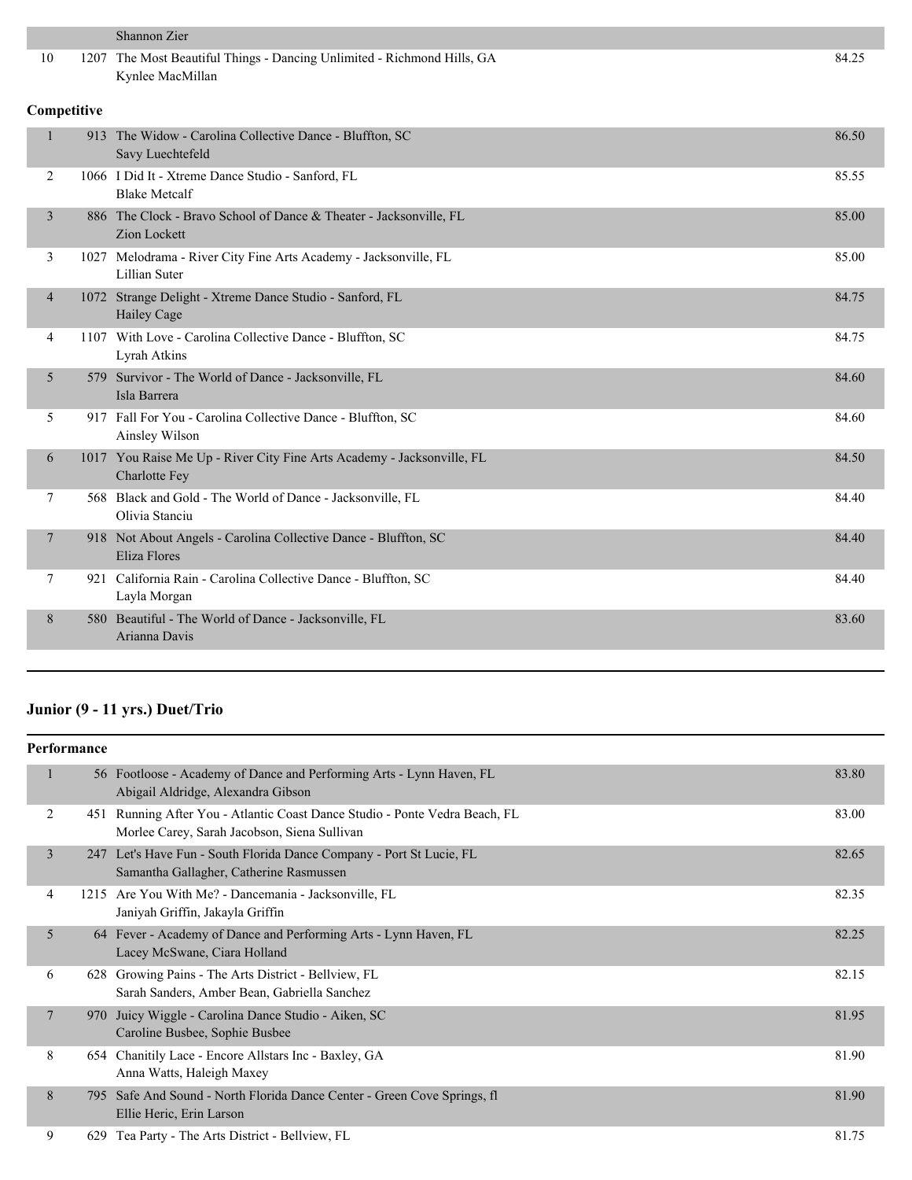| | | | |
|---|---|---|---|
| | | Shannon Zier | |
| 10 | 1207 | The Most Beautiful Things - Dancing Unlimited - Richmond Hills, GA<br>Kynlee MacMillan | 84.25 |

**Competitive**

| | | | |
|---|---|---|---|
| 1 | 913 | The Widow - Carolina Collective Dance - Bluffton, SC<br>Savy Luechtefeld | 86.50 |
| 2 | 1066 | I Did It - Xtreme Dance Studio - Sanford, FL<br>Blake Metcalf | 85.55 |
| 3 | 886 | The Clock - Bravo School of Dance & Theater - Jacksonville, FL<br>Zion Lockett | 85.00 |
| 3 | 1027 | Melodrama - River City Fine Arts Academy - Jacksonville, FL<br>Lillian Suter | 85.00 |
| 4 | 1072 | Strange Delight - Xtreme Dance Studio - Sanford, FL<br>Hailey Cage | 84.75 |
| 4 | 1107 | With Love - Carolina Collective Dance - Bluffton, SC<br>Lyrah Atkins | 84.75 |
| 5 | 579 | Survivor - The World of Dance - Jacksonville, FL<br>Isla Barrera | 84.60 |
| 5 | 917 | Fall For You - Carolina Collective Dance - Bluffton, SC<br>Ainsley Wilson | 84.60 |
| 6 | 1017 | You Raise Me Up - River City Fine Arts Academy - Jacksonville, FL<br>Charlotte Fey | 84.50 |
| 7 | 568 | Black and Gold - The World of Dance - Jacksonville, FL<br>Olivia Stanciu | 84.40 |
| 7 | 918 | Not About Angels - Carolina Collective Dance - Bluffton, SC<br>Eliza Flores | 84.40 |
| 7 | 921 | California Rain - Carolina Collective Dance - Bluffton, SC<br>Layla Morgan | 84.40 |
| 8 | 580 | Beautiful - The World of Dance - Jacksonville, FL<br>Arianna Davis | 83.60 |

## Junior (9 - 11 yrs.) Duet/Trio

**Performance**

| | | | |
|---|---|---|---|
| 1 | 56 | Footloose - Academy of Dance and Performing Arts - Lynn Haven, FL<br>Abigail Aldridge, Alexandra Gibson | 83.80 |
| 2 | 451 | Running After You - Atlantic Coast Dance Studio - Ponte Vedra Beach, FL<br>Morlee Carey, Sarah Jacobson, Siena Sullivan | 83.00 |
| 3 | 247 | Let's Have Fun - South Florida Dance Company - Port St Lucie, FL<br>Samantha Gallagher, Catherine Rasmussen | 82.65 |
| 4 | 1215 | Are You With Me? - Dancemania - Jacksonville, FL<br>Janiyah Griffin, Jakayla Griffin | 82.35 |
| 5 | 64 | Fever - Academy of Dance and Performing Arts - Lynn Haven, FL<br>Lacey McSwane, Ciara Holland | 82.25 |
| 6 | 628 | Growing Pains - The Arts District - Bellview, FL<br>Sarah Sanders, Amber Bean, Gabriella Sanchez | 82.15 |
| 7 | 970 | Juicy Wiggle - Carolina Dance Studio - Aiken, SC<br>Caroline Busbee, Sophie Busbee | 81.95 |
| 8 | 654 | Chanitily Lace - Encore Allstars Inc - Baxley, GA<br>Anna Watts, Haleigh Maxey | 81.90 |
| 8 | 795 | Safe And Sound - North Florida Dance Center - Green Cove Springs, fl<br>Ellie Heric, Erin Larson | 81.90 |
| 9 | 629 | Tea Party - The Arts District - Bellview, FL | 81.75 |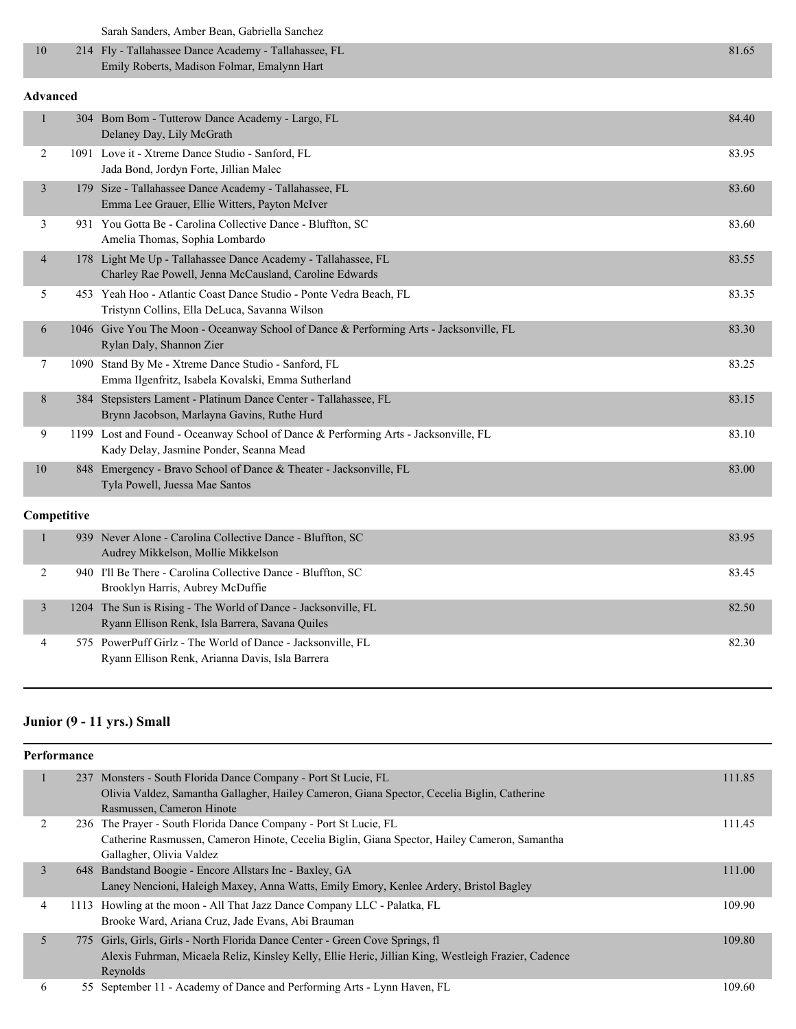| | | | |
|---|---|---|---|
| | | Sarah Sanders, Amber Bean, Gabriella Sanchez | |
| 10 | 214 | Fly - Tallahassee Dance Academy - Tallahassee, FL<br>Emily Roberts, Madison Folmar, Emalynn Hart | 81.65 |

**Advanced**

| | | | |
|---|---|---|---|
| 1 | 304 | Bom Bom - Tutterow Dance Academy - Largo, FL<br>Delaney Day, Lily McGrath | 84.40 |
| 2 | 1091 | Love it - Xtreme Dance Studio - Sanford, FL<br>Jada Bond, Jordyn Forte, Jillian Malec | 83.95 |
| 3 | 179 | Size - Tallahassee Dance Academy - Tallahassee, FL<br>Emma Lee Grauer, Ellie Witters, Payton McIver | 83.60 |
| 3 | 931 | You Gotta Be - Carolina Collective Dance - Bluffton, SC<br>Amelia Thomas, Sophia Lombardo | 83.60 |
| 4 | 178 | Light Me Up - Tallahassee Dance Academy - Tallahassee, FL<br>Charley Rae Powell, Jenna McCausland, Caroline Edwards | 83.55 |
| 5 | 453 | Yeah Hoo - Atlantic Coast Dance Studio - Ponte Vedra Beach, FL<br>Tristynn Collins, Ella DeLuca, Savanna Wilson | 83.35 |
| 6 | 1046 | Give You The Moon - Oceanway School of Dance & Performing Arts - Jacksonville, FL<br>Rylan Daly, Shannon Zier | 83.30 |
| 7 | 1090 | Stand By Me - Xtreme Dance Studio - Sanford, FL<br>Emma Ilgenfritz, Isabela Kovalski, Emma Sutherland | 83.25 |
| 8 | 384 | Stepsisters Lament - Platinum Dance Center - Tallahassee, FL<br>Brynn Jacobson, Marlayna Gavins, Ruthe Hurd | 83.15 |
| 9 | 1199 | Lost and Found - Oceanway School of Dance & Performing Arts - Jacksonville, FL<br>Kady Delay, Jasmine Ponder, Seanna Mead | 83.10 |
| 10 | 848 | Emergency - Bravo School of Dance & Theater - Jacksonville, FL<br>Tyla Powell, Juessa Mae Santos | 83.00 |

**Competitive**

| | | | |
|---|---|---|---|
| 1 | 939 | Never Alone - Carolina Collective Dance - Bluffton, SC<br>Audrey Mikkelson, Mollie Mikkelson | 83.95 |
| 2 | 940 | I'll Be There - Carolina Collective Dance - Bluffton, SC<br>Brooklyn Harris, Aubrey McDuffie | 83.45 |
| 3 | 1204 | The Sun is Rising - The World of Dance - Jacksonville, FL<br>Ryann Ellison Renk, Isla Barrera, Savana Quiles | 82.50 |
| 4 | 575 | PowerPuff Girlz - The World of Dance - Jacksonville, FL<br>Ryann Ellison Renk, Arianna Davis, Isla Barrera | 82.30 |

## Junior (9 - 11 yrs.) Small

**Performance**

| | | | |
|---|---|---|---|
| 1 | 237 | Monsters - South Florida Dance Company - Port St Lucie, FL<br>Olivia Valdez, Samantha Gallagher, Hailey Cameron, Giana Spector, Cecelia Biglin, Catherine Rasmussen, Cameron Hinote | 111.85 |
| 2 | 236 | The Prayer - South Florida Dance Company - Port St Lucie, FL<br>Catherine Rasmussen, Cameron Hinote, Cecelia Biglin, Giana Spector, Hailey Cameron, Samantha Gallagher, Olivia Valdez | 111.45 |
| 3 | 648 | Bandstand Boogie - Encore Allstars Inc - Baxley, GA<br>Laney Nencioni, Haleigh Maxey, Anna Watts, Emily Emory, Kenlee Ardery, Bristol Bagley | 111.00 |
| 4 | 1113 | Howling at the moon - All That Jazz Dance Company LLC - Palatka, FL<br>Brooke Ward, Ariana Cruz, Jade Evans, Abi Brauman | 109.90 |
| 5 | 775 | Girls, Girls, Girls - North Florida Dance Center - Green Cove Springs, fl<br>Alexis Fuhrman, Micaela Reliz, Kinsley Kelly, Ellie Heric, Jillian King, Westleigh Frazier, Cadence Reynolds | 109.80 |
| 6 | 55 | September 11 - Academy of Dance and Performing Arts - Lynn Haven, FL | 109.60 |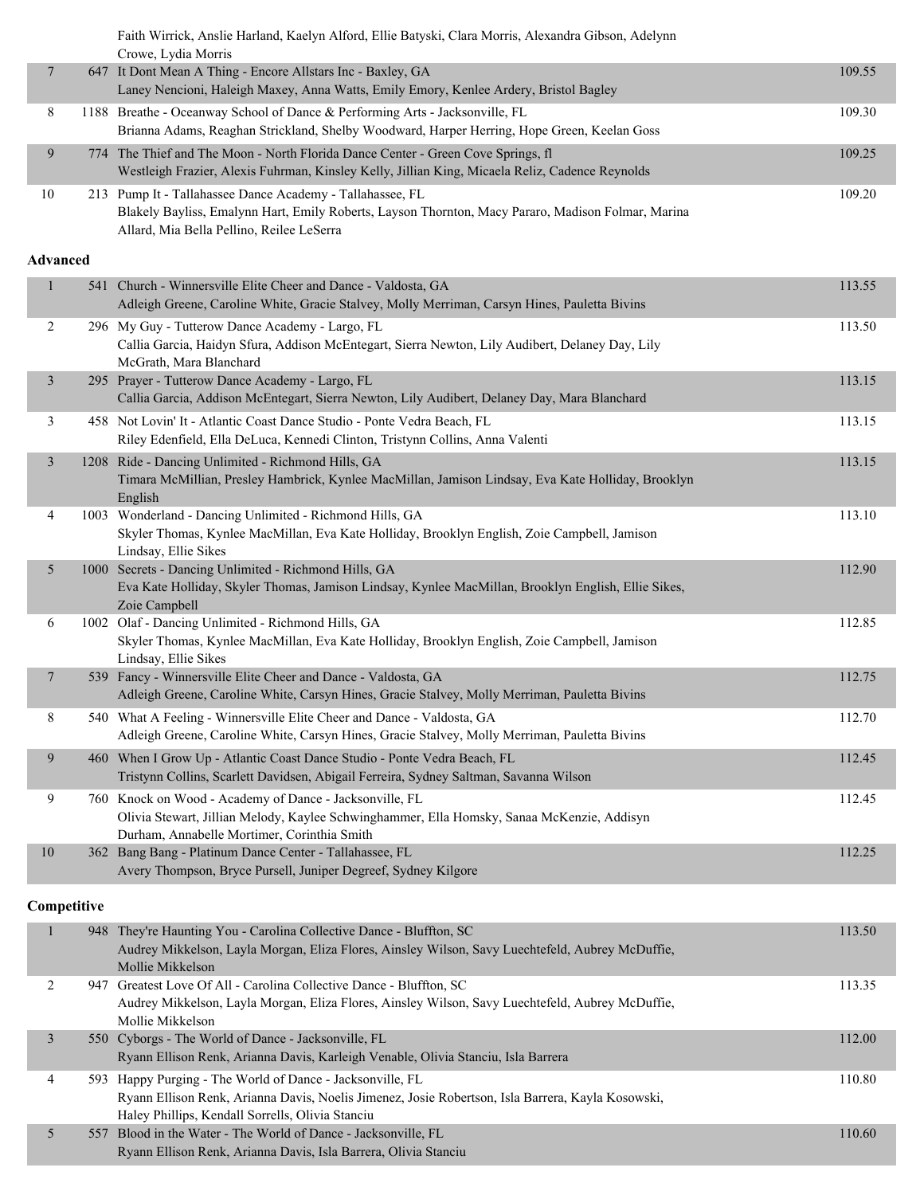| | | | |
|---|---|---|---|
| | | Faith Wirrick, Anslie Harland, Kaelyn Alford, Ellie Batyski, Clara Morris, Alexandra Gibson, Adelynn Crowe, Lydia Morris | |
| 7 | 647 | It Dont Mean A Thing - Encore Allstars Inc - Baxley, GA<br>Laney Nencioni, Haleigh Maxey, Anna Watts, Emily Emory, Kenlee Ardery, Bristol Bagley | 109.55 |
| 8 | 1188 | Breathe - Oceanway School of Dance & Performing Arts - Jacksonville, FL<br>Brianna Adams, Reaghan Strickland, Shelby Woodward, Harper Herring, Hope Green, Keelan Goss | 109.30 |
| 9 | 774 | The Thief and The Moon - North Florida Dance Center - Green Cove Springs, fl<br>Westleigh Frazier, Alexis Fuhrman, Kinsley Kelly, Jillian King, Micaela Reliz, Cadence Reynolds | 109.25 |
| 10 | 213 | Pump It - Tallahassee Dance Academy - Tallahassee, FL<br>Blakely Bayliss, Emalynn Hart, Emily Roberts, Layson Thornton, Macy Pararo, Madison Folmar, Marina Allard, Mia Bella Pellino, Reilee LeSerra | 109.20 |

**Advanced**

| | | | |
|---|---|---|---|
| 1 | 541 | Church - Winnersville Elite Cheer and Dance - Valdosta, GA<br>Adleigh Greene, Caroline White, Gracie Stalvey, Molly Merriman, Carsyn Hines, Pauletta Bivins | 113.55 |
| 2 | 296 | My Guy - Tutterow Dance Academy - Largo, FL<br>Callia Garcia, Haidyn Sfura, Addison McEntegart, Sierra Newton, Lily Audibert, Delaney Day, Lily McGrath, Mara Blanchard | 113.50 |
| 3 | 295 | Prayer - Tutterow Dance Academy - Largo, FL<br>Callia Garcia, Addison McEntegart, Sierra Newton, Lily Audibert, Delaney Day, Mara Blanchard | 113.15 |
| 3 | 458 | Not Lovin' It - Atlantic Coast Dance Studio - Ponte Vedra Beach, FL<br>Riley Edenfield, Ella DeLuca, Kennedi Clinton, Tristynn Collins, Anna Valenti | 113.15 |
| 3 | 1208 | Ride - Dancing Unlimited - Richmond Hills, GA<br>Timara McMillian, Presley Hambrick, Kynlee MacMillan, Jamison Lindsay, Eva Kate Holliday, Brooklyn English | 113.15 |
| 4 | 1003 | Wonderland - Dancing Unlimited - Richmond Hills, GA<br>Skyler Thomas, Kynlee MacMillan, Eva Kate Holliday, Brooklyn English, Zoie Campbell, Jamison Lindsay, Ellie Sikes | 113.10 |
| 5 | 1000 | Secrets - Dancing Unlimited - Richmond Hills, GA<br>Eva Kate Holliday, Skyler Thomas, Jamison Lindsay, Kynlee MacMillan, Brooklyn English, Ellie Sikes, Zoie Campbell | 112.90 |
| 6 | 1002 | Olaf - Dancing Unlimited - Richmond Hills, GA<br>Skyler Thomas, Kynlee MacMillan, Eva Kate Holliday, Brooklyn English, Zoie Campbell, Jamison Lindsay, Ellie Sikes | 112.85 |
| 7 | 539 | Fancy - Winnersville Elite Cheer and Dance - Valdosta, GA<br>Adleigh Greene, Caroline White, Carsyn Hines, Gracie Stalvey, Molly Merriman, Pauletta Bivins | 112.75 |
| 8 | 540 | What A Feeling - Winnersville Elite Cheer and Dance - Valdosta, GA<br>Adleigh Greene, Caroline White, Carsyn Hines, Gracie Stalvey, Molly Merriman, Pauletta Bivins | 112.70 |
| 9 | 460 | When I Grow Up - Atlantic Coast Dance Studio - Ponte Vedra Beach, FL<br>Tristynn Collins, Scarlett Davidsen, Abigail Ferreira, Sydney Saltman, Savanna Wilson | 112.45 |
| 9 | 760 | Knock on Wood - Academy of Dance - Jacksonville, FL<br>Olivia Stewart, Jillian Melody, Kaylee Schwinghammer, Ella Homsky, Sanaa McKenzie, Addisyn Durham, Annabelle Mortimer, Corinthia Smith | 112.45 |
| 10 | 362 | Bang Bang - Platinum Dance Center - Tallahassee, FL<br>Avery Thompson, Bryce Pursell, Juniper Degreef, Sydney Kilgore | 112.25 |

**Competitive**

| | | | |
|---|---|---|---|
| 1 | 948 | They're Haunting You - Carolina Collective Dance - Bluffton, SC<br>Audrey Mikkelson, Layla Morgan, Eliza Flores, Ainsley Wilson, Savy Luechtefeld, Aubrey McDuffie, Mollie Mikkelson | 113.50 |
| 2 | 947 | Greatest Love Of All - Carolina Collective Dance - Bluffton, SC<br>Audrey Mikkelson, Layla Morgan, Eliza Flores, Ainsley Wilson, Savy Luechtefeld, Aubrey McDuffie, Mollie Mikkelson | 113.35 |
| 3 | 550 | Cyborgs - The World of Dance - Jacksonville, FL<br>Ryann Ellison Renk, Arianna Davis, Karleigh Venable, Olivia Stanciu, Isla Barrera | 112.00 |
| 4 | 593 | Happy Purging - The World of Dance - Jacksonville, FL<br>Ryann Ellison Renk, Arianna Davis, Noelis Jimenez, Josie Robertson, Isla Barrera, Kayla Kosowski, Haley Phillips, Kendall Sorrells, Olivia Stanciu | 110.80 |
| 5 | 557 | Blood in the Water - The World of Dance - Jacksonville, FL<br>Ryann Ellison Renk, Arianna Davis, Isla Barrera, Olivia Stanciu | 110.60 |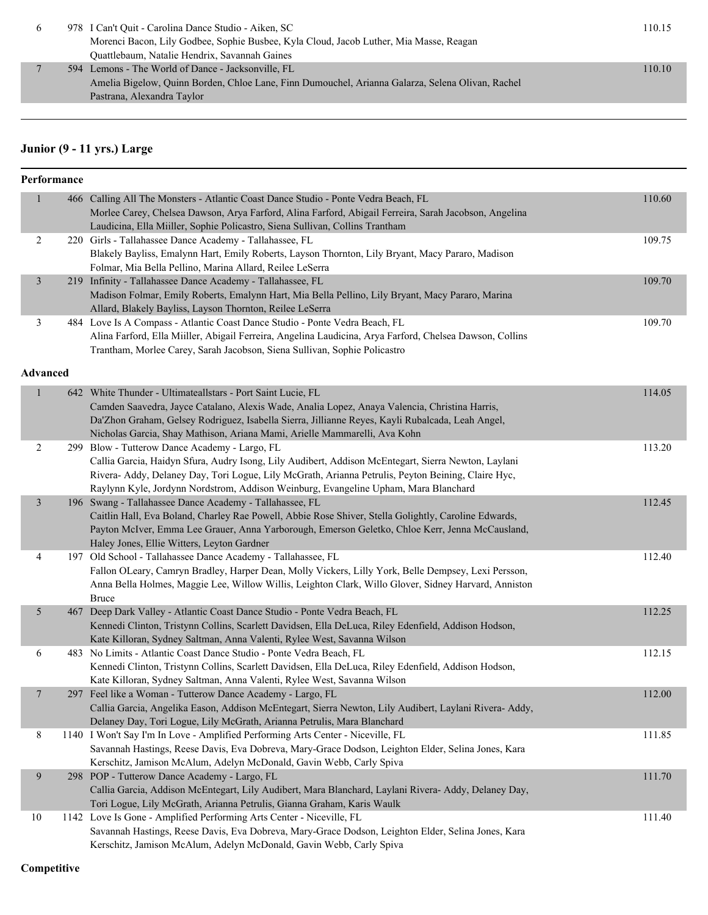| Place | # | Routine - Studio - Location / Dancers | Score |
|---|---|---|---|
| 6 | 978 | I Can't Quit - Carolina Dance Studio - Aiken, SC<br>Morenci Bacon, Lily Godbee, Sophie Busbee, Kyla Cloud, Jacob Luther, Mia Masse, Reagan Quattlebaum, Natalie Hendrix, Savannah Gaines | 110.15 |
| 7 | 594 | Lemons - The World of Dance - Jacksonville, FL<br>Amelia Bigelow, Quinn Borden, Chloe Lane, Finn Dumouchel, Arianna Galarza, Selena Olivan, Rachel Pastrana, Alexandra Taylor | 110.10 |

## Junior (9 - 11 yrs.) Large

### Performance

| Place | # | Routine - Studio - Location / Dancers | Score |
|---|---|---|---|
| 1 | 466 | Calling All The Monsters - Atlantic Coast Dance Studio - Ponte Vedra Beach, FL<br>Morlee Carey, Chelsea Dawson, Arya Farford, Alina Farford, Abigail Ferreira, Sarah Jacobson, Angelina Laudicina, Ella Miiller, Sophie Policastro, Siena Sullivan, Collins Trantham | 110.60 |
| 2 | 220 | Girls - Tallahassee Dance Academy - Tallahassee, FL<br>Blakely Bayliss, Emalynn Hart, Emily Roberts, Layson Thornton, Lily Bryant, Macy Pararo, Madison Folmar, Mia Bella Pellino, Marina Allard, Reilee LeSerra | 109.75 |
| 3 | 219 | Infinity - Tallahassee Dance Academy - Tallahassee, FL<br>Madison Folmar, Emily Roberts, Emalynn Hart, Mia Bella Pellino, Lily Bryant, Macy Pararo, Marina Allard, Blakely Bayliss, Layson Thornton, Reilee LeSerra | 109.70 |
| 3 | 484 | Love Is A Compass - Atlantic Coast Dance Studio - Ponte Vedra Beach, FL<br>Alina Farford, Ella Miiller, Abigail Ferreira, Angelina Laudicina, Arya Farford, Chelsea Dawson, Collins Trantham, Morlee Carey, Sarah Jacobson, Siena Sullivan, Sophie Policastro | 109.70 |

### Advanced

| Place | # | Routine - Studio - Location / Dancers | Score |
|---|---|---|---|
| 1 | 642 | White Thunder - Ultimateallstars - Port Saint Lucie, FL<br>Camden Saavedra, Jayce Catalano, Alexis Wade, Analia Lopez, Anaya Valencia, Christina Harris, Da'Zhon Graham, Gelsey Rodriguez, Isabella Sierra, Jillianne Reyes, Kayli Rubalcada, Leah Angel, Nicholas Garcia, Shay Mathison, Ariana Mami, Arielle Mammarelli, Ava Kohn | 114.05 |
| 2 | 299 | Blow - Tutterow Dance Academy - Largo, FL<br>Callia Garcia, Haidyn Sfura, Audry Isong, Lily Audibert, Addison McEntegart, Sierra Newton, Laylani Rivera- Addy, Delaney Day, Tori Logue, Lily McGrath, Arianna Petrulis, Peyton Beining, Claire Hyc, Raylynn Kyle, Jordynn Nordstrom, Addison Weinburg, Evangeline Upham, Mara Blanchard | 113.20 |
| 3 | 196 | Swang - Tallahassee Dance Academy - Tallahassee, FL<br>Caitlin Hall, Eva Boland, Charley Rae Powell, Abbie Rose Shiver, Stella Golightly, Caroline Edwards, Payton McIver, Emma Lee Grauer, Anna Yarborough, Emerson Geletko, Chloe Kerr, Jenna McCausland, Haley Jones, Ellie Witters, Leyton Gardner | 112.45 |
| 4 | 197 | Old School - Tallahassee Dance Academy - Tallahassee, FL<br>Fallon OLeary, Camryn Bradley, Harper Dean, Molly Vickers, Lilly York, Belle Dempsey, Lexi Persson, Anna Bella Holmes, Maggie Lee, Willow Willis, Leighton Clark, Willo Glover, Sidney Harvard, Anniston Bruce | 112.40 |
| 5 | 467 | Deep Dark Valley - Atlantic Coast Dance Studio - Ponte Vedra Beach, FL<br>Kennedi Clinton, Tristynn Collins, Scarlett Davidsen, Ella DeLuca, Riley Edenfield, Addison Hodson, Kate Killoran, Sydney Saltman, Anna Valenti, Rylee West, Savanna Wilson | 112.25 |
| 6 | 483 | No Limits - Atlantic Coast Dance Studio - Ponte Vedra Beach, FL<br>Kennedi Clinton, Tristynn Collins, Scarlett Davidsen, Ella DeLuca, Riley Edenfield, Addison Hodson, Kate Killoran, Sydney Saltman, Anna Valenti, Rylee West, Savanna Wilson | 112.15 |
| 7 | 297 | Feel like a Woman - Tutterow Dance Academy - Largo, FL<br>Callia Garcia, Angelika Eason, Addison McEntegart, Sierra Newton, Lily Audibert, Laylani Rivera- Addy, Delaney Day, Tori Logue, Lily McGrath, Arianna Petrulis, Mara Blanchard | 112.00 |
| 8 | 1140 | I Won't Say I'm In Love - Amplified Performing Arts Center - Niceville, FL<br>Savannah Hastings, Reese Davis, Eva Dobreva, Mary-Grace Dodson, Leighton Elder, Selina Jones, Kara Kerschitz, Jamison McAlum, Adelyn McDonald, Gavin Webb, Carly Spiva | 111.85 |
| 9 | 298 | POP - Tutterow Dance Academy - Largo, FL<br>Callia Garcia, Addison McEntegart, Lily Audibert, Mara Blanchard, Laylani Rivera- Addy, Delaney Day, Tori Logue, Lily McGrath, Arianna Petrulis, Gianna Graham, Karis Waulk | 111.70 |
| 10 | 1142 | Love Is Gone - Amplified Performing Arts Center - Niceville, FL<br>Savannah Hastings, Reese Davis, Eva Dobreva, Mary-Grace Dodson, Leighton Elder, Selina Jones, Kara Kerschitz, Jamison McAlum, Adelyn McDonald, Gavin Webb, Carly Spiva | 111.40 |

### Competitive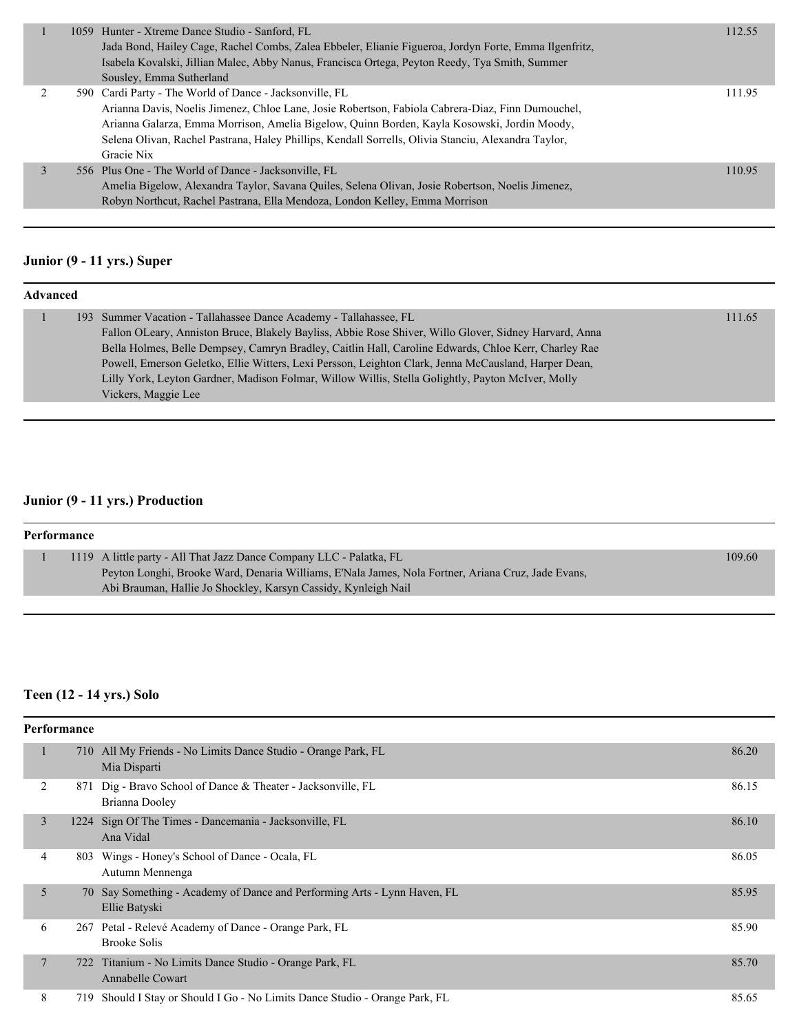| Place | No. | Entry | Score |
|---|---|---|---|
| 1 | 1059 | Hunter - Xtreme Dance Studio - Sanford, FL<br>Jada Bond, Hailey Cage, Rachel Combs, Zalea Ebbeler, Elianie Figueroa, Jordyn Forte, Emma Ilgenfritz, Isabela Kovalski, Jillian Malec, Abby Nanus, Francisca Ortega, Peyton Reedy, Tya Smith, Summer Sousley, Emma Sutherland | 112.55 |
| 2 | 590 | Cardi Party - The World of Dance - Jacksonville, FL<br>Arianna Davis, Noelis Jimenez, Chloe Lane, Josie Robertson, Fabiola Cabrera-Diaz, Finn Dumouchel, Arianna Galarza, Emma Morrison, Amelia Bigelow, Quinn Borden, Kayla Kosowski, Jordin Moody, Selena Olivan, Rachel Pastrana, Haley Phillips, Kendall Sorrells, Olivia Stanciu, Alexandra Taylor, Gracie Nix | 111.95 |
| 3 | 556 | Plus One - The World of Dance - Jacksonville, FL<br>Amelia Bigelow, Alexandra Taylor, Savana Quiles, Selena Olivan, Josie Robertson, Noelis Jimenez, Robyn Northcut, Rachel Pastrana, Ella Mendoza, London Kelley, Emma Morrison | 110.95 |

## Junior (9 - 11 yrs.) Super

**Advanced**

| Place | No. | Entry | Score |
|---|---|---|---|
| 1 | 193 | Summer Vacation - Tallahassee Dance Academy - Tallahassee, FL<br>Fallon OLeary, Anniston Bruce, Blakely Bayliss, Abbie Rose Shiver, Willo Glover, Sidney Harvard, Anna Bella Holmes, Belle Dempsey, Camryn Bradley, Caitlin Hall, Caroline Edwards, Chloe Kerr, Charley Rae Powell, Emerson Geletko, Ellie Witters, Lexi Persson, Leighton Clark, Jenna McCausland, Harper Dean, Lilly York, Leyton Gardner, Madison Folmar, Willow Willis, Stella Golightly, Payton McIver, Molly Vickers, Maggie Lee | 111.65 |

## Junior (9 - 11 yrs.) Production

**Performance**

| Place | No. | Entry | Score |
|---|---|---|---|
| 1 | 1119 | A little party - All That Jazz Dance Company LLC - Palatka, FL<br>Peyton Longhi, Brooke Ward, Denaria Williams, E'Nala James, Nola Fortner, Ariana Cruz, Jade Evans, Abi Brauman, Hallie Jo Shockley, Karsyn Cassidy, Kynleigh Nail | 109.60 |

## Teen (12 - 14 yrs.) Solo

**Performance**

| Place | No. | Entry | Score |
|---|---|---|---|
| 1 | 710 | All My Friends - No Limits Dance Studio - Orange Park, FL<br>Mia Disparti | 86.20 |
| 2 | 871 | Dig - Bravo School of Dance & Theater - Jacksonville, FL<br>Brianna Dooley | 86.15 |
| 3 | 1224 | Sign Of The Times - Dancemania - Jacksonville, FL<br>Ana Vidal | 86.10 |
| 4 | 803 | Wings - Honey's School of Dance - Ocala, FL<br>Autumn Mennenga | 86.05 |
| 5 | 70 | Say Something - Academy of Dance and Performing Arts - Lynn Haven, FL<br>Ellie Batyski | 85.95 |
| 6 | 267 | Petal - Relevé Academy of Dance - Orange Park, FL<br>Brooke Solis | 85.90 |
| 7 | 722 | Titanium - No Limits Dance Studio - Orange Park, FL<br>Annabelle Cowart | 85.70 |
| 8 | 719 | Should I Stay or Should I Go - No Limits Dance Studio - Orange Park, FL | 85.65 |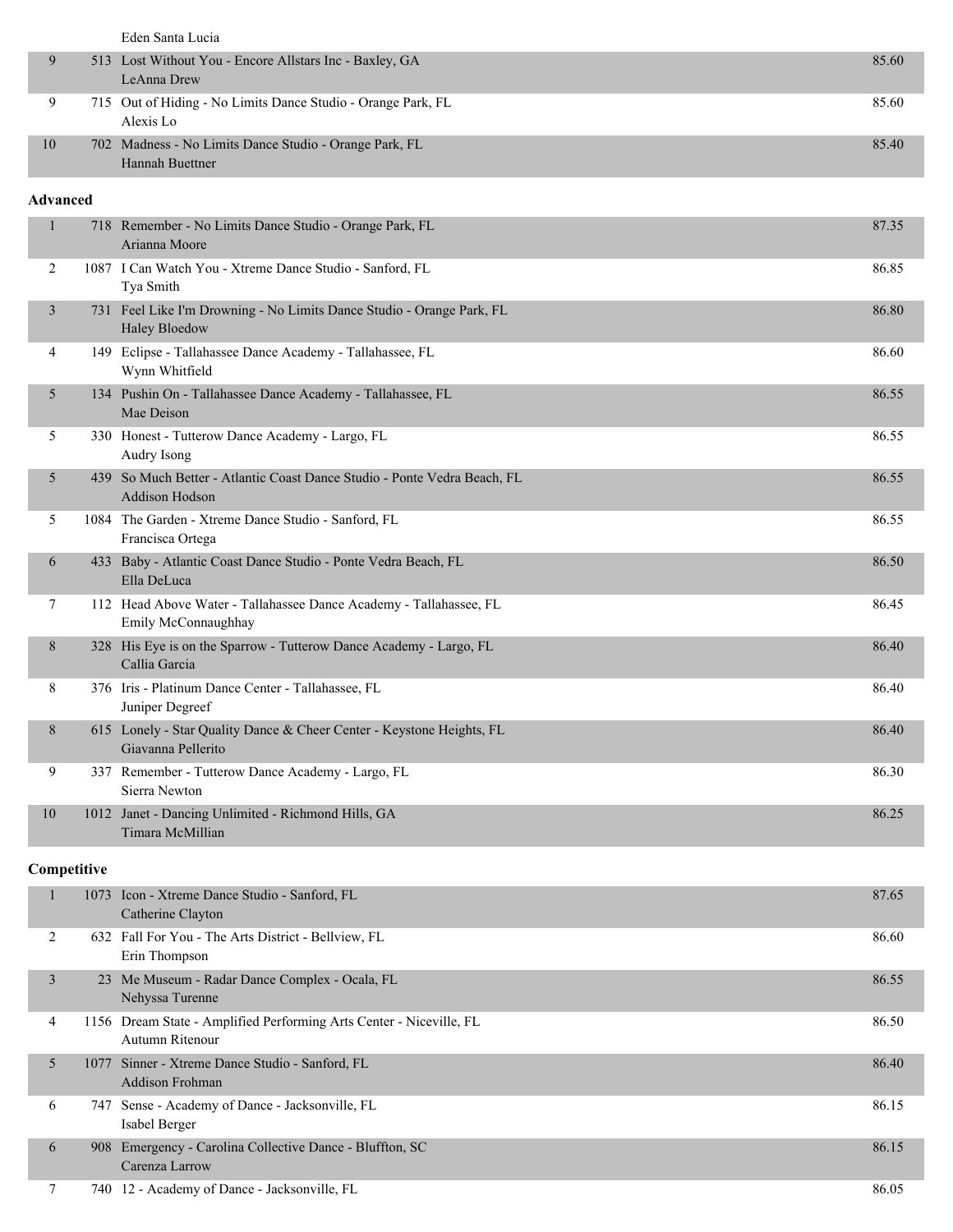| | | | |
|---|---|---|---|
| | | Eden Santa Lucia | |
| 9 | 513 | Lost Without You - Encore Allstars Inc - Baxley, GA<br>LeAnna Drew | 85.60 |
| 9 | 715 | Out of Hiding - No Limits Dance Studio - Orange Park, FL<br>Alexis Lo | 85.60 |
| 10 | 702 | Madness - No Limits Dance Studio - Orange Park, FL<br>Hannah Buettner | 85.40 |

**Advanced**

| | | | |
|---|---|---|---|
| 1 | 718 | Remember - No Limits Dance Studio - Orange Park, FL<br>Arianna Moore | 87.35 |
| 2 | 1087 | I Can Watch You - Xtreme Dance Studio - Sanford, FL<br>Tya Smith | 86.85 |
| 3 | 731 | Feel Like I'm Drowning - No Limits Dance Studio - Orange Park, FL<br>Haley Bloedow | 86.80 |
| 4 | 149 | Eclipse - Tallahassee Dance Academy - Tallahassee, FL<br>Wynn Whitfield | 86.60 |
| 5 | 134 | Pushin On - Tallahassee Dance Academy - Tallahassee, FL<br>Mae Deison | 86.55 |
| 5 | 330 | Honest - Tutterow Dance Academy - Largo, FL<br>Audry Isong | 86.55 |
| 5 | 439 | So Much Better - Atlantic Coast Dance Studio - Ponte Vedra Beach, FL<br>Addison Hodson | 86.55 |
| 5 | 1084 | The Garden - Xtreme Dance Studio - Sanford, FL<br>Francisca Ortega | 86.55 |
| 6 | 433 | Baby - Atlantic Coast Dance Studio - Ponte Vedra Beach, FL<br>Ella DeLuca | 86.50 |
| 7 | 112 | Head Above Water - Tallahassee Dance Academy - Tallahassee, FL<br>Emily McConnaughhay | 86.45 |
| 8 | 328 | His Eye is on the Sparrow - Tutterow Dance Academy - Largo, FL<br>Callia Garcia | 86.40 |
| 8 | 376 | Iris - Platinum Dance Center - Tallahassee, FL<br>Juniper Degreef | 86.40 |
| 8 | 615 | Lonely - Star Quality Dance & Cheer Center - Keystone Heights, FL<br>Giavanna Pellerito | 86.40 |
| 9 | 337 | Remember - Tutterow Dance Academy - Largo, FL<br>Sierra Newton | 86.30 |
| 10 | 1012 | Janet - Dancing Unlimited - Richmond Hills, GA<br>Timara McMillian | 86.25 |

**Competitive**

| | | | |
|---|---|---|---|
| 1 | 1073 | Icon - Xtreme Dance Studio - Sanford, FL<br>Catherine Clayton | 87.65 |
| 2 | 632 | Fall For You - The Arts District - Bellview, FL<br>Erin Thompson | 86.60 |
| 3 | 23 | Me Museum - Radar Dance Complex - Ocala, FL<br>Nehyssa Turenne | 86.55 |
| 4 | 1156 | Dream State - Amplified Performing Arts Center - Niceville, FL<br>Autumn Ritenour | 86.50 |
| 5 | 1077 | Sinner - Xtreme Dance Studio - Sanford, FL<br>Addison Frohman | 86.40 |
| 6 | 747 | Sense - Academy of Dance - Jacksonville, FL<br>Isabel Berger | 86.15 |
| 6 | 908 | Emergency - Carolina Collective Dance - Bluffton, SC<br>Carenza Larrow | 86.15 |
| 7 | 740 | 12 - Academy of Dance - Jacksonville, FL | 86.05 |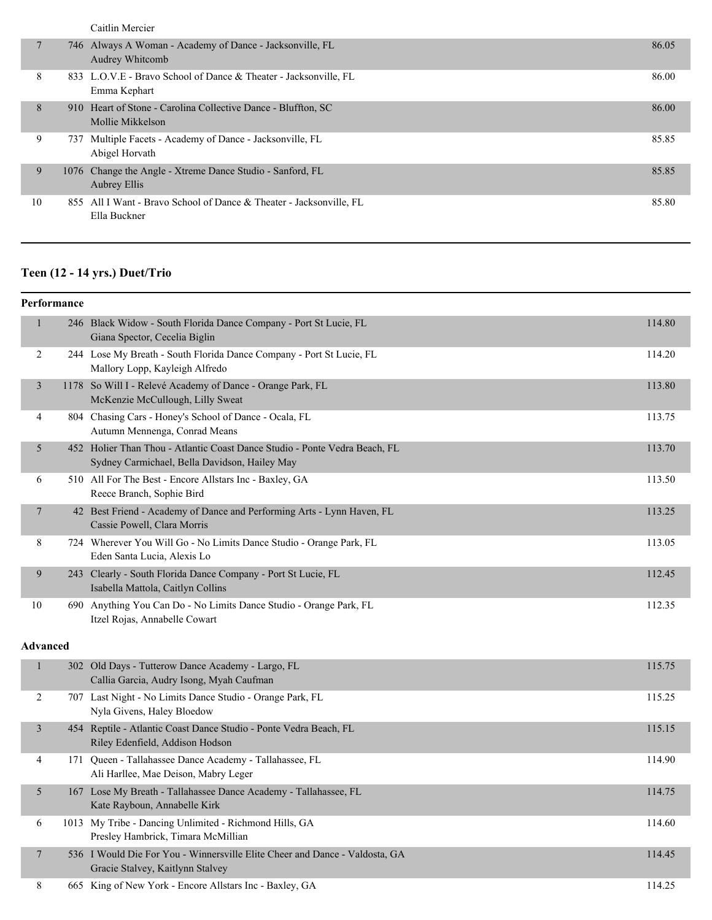| | | | |
|---|---|---|---|
| | | Caitlin Mercier | |
| 7 | 746 | Always A Woman - Academy of Dance - Jacksonville, FL<br>Audrey Whitcomb | 86.05 |
| 8 | 833 | L.O.V.E - Bravo School of Dance & Theater - Jacksonville, FL<br>Emma Kephart | 86.00 |
| 8 | 910 | Heart of Stone - Carolina Collective Dance - Bluffton, SC<br>Mollie Mikkelson | 86.00 |
| 9 | 737 | Multiple Facets - Academy of Dance - Jacksonville, FL<br>Abigel Horvath | 85.85 |
| 9 | 1076 | Change the Angle - Xtreme Dance Studio - Sanford, FL<br>Aubrey Ellis | 85.85 |
| 10 | 855 | All I Want - Bravo School of Dance & Theater - Jacksonville, FL<br>Ella Buckner | 85.80 |

## Teen (12 - 14 yrs.) Duet/Trio

### Performance

| | | | |
|---|---|---|---|
| 1 | 246 | Black Widow - South Florida Dance Company - Port St Lucie, FL<br>Giana Spector, Cecelia Biglin | 114.80 |
| 2 | 244 | Lose My Breath - South Florida Dance Company - Port St Lucie, FL<br>Mallory Lopp, Kayleigh Alfredo | 114.20 |
| 3 | 1178 | So Will I - Relevé Academy of Dance - Orange Park, FL<br>McKenzie McCullough, Lilly Sweat | 113.80 |
| 4 | 804 | Chasing Cars - Honey's School of Dance - Ocala, FL<br>Autumn Mennenga, Conrad Means | 113.75 |
| 5 | 452 | Holier Than Thou - Atlantic Coast Dance Studio - Ponte Vedra Beach, FL<br>Sydney Carmichael, Bella Davidson, Hailey May | 113.70 |
| 6 | 510 | All For The Best - Encore Allstars Inc - Baxley, GA<br>Reece Branch, Sophie Bird | 113.50 |
| 7 | 42 | Best Friend - Academy of Dance and Performing Arts - Lynn Haven, FL<br>Cassie Powell, Clara Morris | 113.25 |
| 8 | 724 | Wherever You Will Go - No Limits Dance Studio - Orange Park, FL<br>Eden Santa Lucia, Alexis Lo | 113.05 |
| 9 | 243 | Clearly - South Florida Dance Company - Port St Lucie, FL<br>Isabella Mattola, Caitlyn Collins | 112.45 |
| 10 | 690 | Anything You Can Do - No Limits Dance Studio - Orange Park, FL<br>Itzel Rojas, Annabelle Cowart | 112.35 |

### Advanced

| | | | |
|---|---|---|---|
| 1 | 302 | Old Days - Tutterow Dance Academy - Largo, FL<br>Callia Garcia, Audry Isong, Myah Caufman | 115.75 |
| 2 | 707 | Last Night - No Limits Dance Studio - Orange Park, FL<br>Nyla Givens, Haley Bloedow | 115.25 |
| 3 | 454 | Reptile - Atlantic Coast Dance Studio - Ponte Vedra Beach, FL<br>Riley Edenfield, Addison Hodson | 115.15 |
| 4 | 171 | Queen - Tallahassee Dance Academy - Tallahassee, FL<br>Ali Harllee, Mae Deison, Mabry Leger | 114.90 |
| 5 | 167 | Lose My Breath - Tallahassee Dance Academy - Tallahassee, FL<br>Kate Rayboun, Annabelle Kirk | 114.75 |
| 6 | 1013 | My Tribe - Dancing Unlimited - Richmond Hills, GA<br>Presley Hambrick, Timara McMillian | 114.60 |
| 7 | 536 | I Would Die For You - Winnersville Elite Cheer and Dance - Valdosta, GA<br>Gracie Stalvey, Kaitlynn Stalvey | 114.45 |
| 8 | 665 | King of New York - Encore Allstars Inc - Baxley, GA | 114.25 |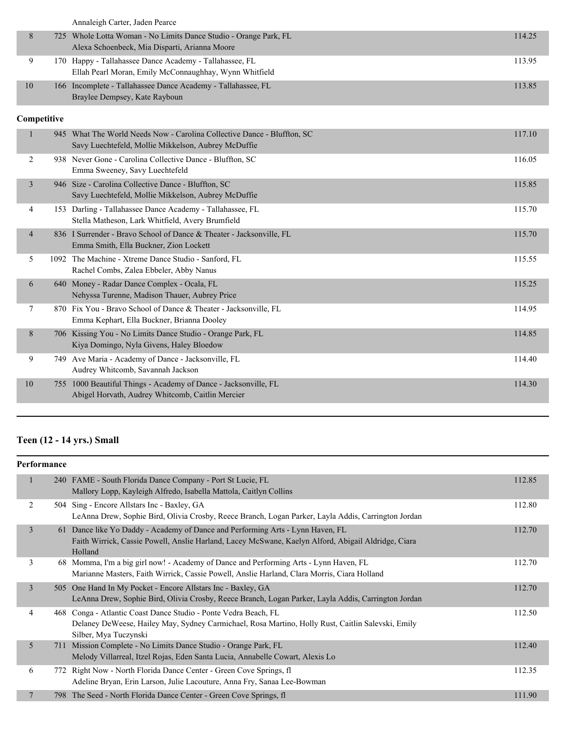| | | | |
|---|---|---|---|
| | | Annaleigh Carter, Jaden Pearce | |
| 8 | 725 | Whole Lotta Woman - No Limits Dance Studio - Orange Park, FL<br>Alexa Schoenbeck, Mia Disparti, Arianna Moore | 114.25 |
| 9 | 170 | Happy - Tallahassee Dance Academy - Tallahassee, FL<br>Ellah Pearl Moran, Emily McConnaughhay, Wynn Whitfield | 113.95 |
| 10 | 166 | Incomplete - Tallahassee Dance Academy - Tallahassee, FL<br>Braylee Dempsey, Kate Rayboun | 113.85 |

**Competitive**

| | | | |
|---|---|---|---|
| 1 | 945 | What The World Needs Now - Carolina Collective Dance - Bluffton, SC<br>Savy Luechtefeld, Mollie Mikkelson, Aubrey McDuffie | 117.10 |
| 2 | 938 | Never Gone - Carolina Collective Dance - Bluffton, SC<br>Emma Sweeney, Savy Luechtefeld | 116.05 |
| 3 | 946 | Size - Carolina Collective Dance - Bluffton, SC<br>Savy Luechtefeld, Mollie Mikkelson, Aubrey McDuffie | 115.85 |
| 4 | 153 | Darling - Tallahassee Dance Academy - Tallahassee, FL<br>Stella Matheson, Lark Whitfield, Avery Brumfield | 115.70 |
| 4 | 836 | I Surrender - Bravo School of Dance & Theater - Jacksonville, FL<br>Emma Smith, Ella Buckner, Zion Lockett | 115.70 |
| 5 | 1092 | The Machine - Xtreme Dance Studio - Sanford, FL<br>Rachel Combs, Zalea Ebbeler, Abby Nanus | 115.55 |
| 6 | 640 | Money - Radar Dance Complex - Ocala, FL<br>Nehyssa Turenne, Madison Thauer, Aubrey Price | 115.25 |
| 7 | 870 | Fix You - Bravo School of Dance & Theater - Jacksonville, FL<br>Emma Kephart, Ella Buckner, Brianna Dooley | 114.95 |
| 8 | 706 | Kissing You - No Limits Dance Studio - Orange Park, FL<br>Kiya Domingo, Nyla Givens, Haley Bloedow | 114.85 |
| 9 | 749 | Ave Maria - Academy of Dance - Jacksonville, FL<br>Audrey Whitcomb, Savannah Jackson | 114.40 |
| 10 | 755 | 1000 Beautiful Things - Academy of Dance - Jacksonville, FL<br>Abigel Horvath, Audrey Whitcomb, Caitlin Mercier | 114.30 |

## Teen (12 - 14 yrs.) Small

**Performance**

| | | | |
|---|---|---|---|
| 1 | 240 | FAME - South Florida Dance Company - Port St Lucie, FL<br>Mallory Lopp, Kayleigh Alfredo, Isabella Mattola, Caitlyn Collins | 112.85 |
| 2 | 504 | Sing - Encore Allstars Inc - Baxley, GA<br>LeAnna Drew, Sophie Bird, Olivia Crosby, Reece Branch, Logan Parker, Layla Addis, Carrington Jordan | 112.80 |
| 3 | 61 | Dance like Yo Daddy - Academy of Dance and Performing Arts - Lynn Haven, FL<br>Faith Wirrick, Cassie Powell, Anslie Harland, Lacey McSwane, Kaelyn Alford, Abigail Aldridge, Ciara Holland | 112.70 |
| 3 | 68 | Momma, I'm a big girl now! - Academy of Dance and Performing Arts - Lynn Haven, FL<br>Marianne Masters, Faith Wirrick, Cassie Powell, Anslie Harland, Clara Morris, Ciara Holland | 112.70 |
| 3 | 505 | One Hand In My Pocket - Encore Allstars Inc - Baxley, GA<br>LeAnna Drew, Sophie Bird, Olivia Crosby, Reece Branch, Logan Parker, Layla Addis, Carrington Jordan | 112.70 |
| 4 | 468 | Conga - Atlantic Coast Dance Studio - Ponte Vedra Beach, FL<br>Delaney DeWeese, Hailey May, Sydney Carmichael, Rosa Martino, Holly Rust, Caitlin Salevski, Emily Silber, Mya Tuczynski | 112.50 |
| 5 | 711 | Mission Complete - No Limits Dance Studio - Orange Park, FL<br>Melody Villarreal, Itzel Rojas, Eden Santa Lucia, Annabelle Cowart, Alexis Lo | 112.40 |
| 6 | 772 | Right Now - North Florida Dance Center - Green Cove Springs, fl<br>Adeline Bryan, Erin Larson, Julie Lacouture, Anna Fry, Sanaa Lee-Bowman | 112.35 |
| 7 | 798 | The Seed - North Florida Dance Center - Green Cove Springs, fl | 111.90 |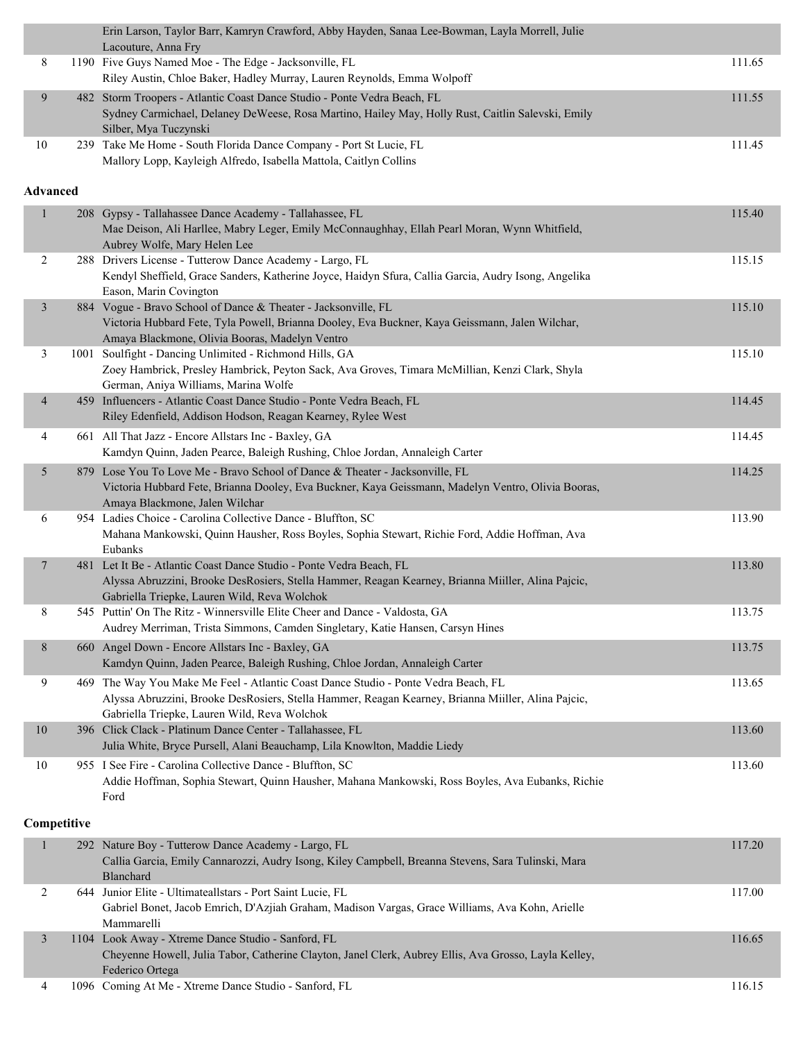| Place | # | Routine / Studio / Dancers | Score |
|---|---|---|---|
| | | Erin Larson, Taylor Barr, Kamryn Crawford, Abby Hayden, Sanaa Lee-Bowman, Layla Morrell, Julie Lacouture, Anna Fry | |
| 8 | 1190 | Five Guys Named Moe - The Edge - Jacksonville, FL<br>Riley Austin, Chloe Baker, Hadley Murray, Lauren Reynolds, Emma Wolpoff | 111.65 |
| 9 | 482 | Storm Troopers - Atlantic Coast Dance Studio - Ponte Vedra Beach, FL<br>Sydney Carmichael, Delaney DeWeese, Rosa Martino, Hailey May, Holly Rust, Caitlin Salevski, Emily Silber, Mya Tuczynski | 111.55 |
| 10 | 239 | Take Me Home - South Florida Dance Company - Port St Lucie, FL<br>Mallory Lopp, Kayleigh Alfredo, Isabella Mattola, Caitlyn Collins | 111.45 |

**Advanced**

| Place | # | Routine / Studio / Dancers | Score |
|---|---|---|---|
| 1 | 208 | Gypsy - Tallahassee Dance Academy - Tallahassee, FL<br>Mae Deison, Ali Harllee, Mabry Leger, Emily McConnaughhay, Ellah Pearl Moran, Wynn Whitfield, Aubrey Wolfe, Mary Helen Lee | 115.40 |
| 2 | 288 | Drivers License - Tutterow Dance Academy - Largo, FL<br>Kendyl Sheffield, Grace Sanders, Katherine Joyce, Haidyn Sfura, Callia Garcia, Audry Isong, Angelika Eason, Marin Covington | 115.15 |
| 3 | 884 | Vogue - Bravo School of Dance & Theater - Jacksonville, FL<br>Victoria Hubbard Fete, Tyla Powell, Brianna Dooley, Eva Buckner, Kaya Geissmann, Jalen Wilchar, Amaya Blackmone, Olivia Booras, Madelyn Ventro | 115.10 |
| 3 | 1001 | Soulfight - Dancing Unlimited - Richmond Hills, GA<br>Zoey Hambrick, Presley Hambrick, Peyton Sack, Ava Groves, Timara McMillian, Kenzi Clark, Shyla German, Aniya Williams, Marina Wolfe | 115.10 |
| 4 | 459 | Influencers - Atlantic Coast Dance Studio - Ponte Vedra Beach, FL<br>Riley Edenfield, Addison Hodson, Reagan Kearney, Rylee West | 114.45 |
| 4 | 661 | All That Jazz - Encore Allstars Inc - Baxley, GA<br>Kamdyn Quinn, Jaden Pearce, Baleigh Rushing, Chloe Jordan, Annaleigh Carter | 114.45 |
| 5 | 879 | Lose You To Love Me - Bravo School of Dance & Theater - Jacksonville, FL<br>Victoria Hubbard Fete, Brianna Dooley, Eva Buckner, Kaya Geissmann, Madelyn Ventro, Olivia Booras, Amaya Blackmone, Jalen Wilchar | 114.25 |
| 6 | 954 | Ladies Choice - Carolina Collective Dance - Bluffton, SC<br>Mahana Mankowski, Quinn Hausher, Ross Boyles, Sophia Stewart, Richie Ford, Addie Hoffman, Ava Eubanks | 113.90 |
| 7 | 481 | Let It Be - Atlantic Coast Dance Studio - Ponte Vedra Beach, FL<br>Alyssa Abruzzini, Brooke DesRosiers, Stella Hammer, Reagan Kearney, Brianna Miiller, Alina Pajcic, Gabriella Triepke, Lauren Wild, Reva Wolchok | 113.80 |
| 8 | 545 | Puttin' On The Ritz - Winnersville Elite Cheer and Dance - Valdosta, GA<br>Audrey Merriman, Trista Simmons, Camden Singletary, Katie Hansen, Carsyn Hines | 113.75 |
| 8 | 660 | Angel Down - Encore Allstars Inc - Baxley, GA<br>Kamdyn Quinn, Jaden Pearce, Baleigh Rushing, Chloe Jordan, Annaleigh Carter | 113.75 |
| 9 | 469 | The Way You Make Me Feel - Atlantic Coast Dance Studio - Ponte Vedra Beach, FL<br>Alyssa Abruzzini, Brooke DesRosiers, Stella Hammer, Reagan Kearney, Brianna Miiller, Alina Pajcic, Gabriella Triepke, Lauren Wild, Reva Wolchok | 113.65 |
| 10 | 396 | Click Clack - Platinum Dance Center - Tallahassee, FL<br>Julia White, Bryce Pursell, Alani Beauchamp, Lila Knowlton, Maddie Liedy | 113.60 |
| 10 | 955 | I See Fire - Carolina Collective Dance - Bluffton, SC<br>Addie Hoffman, Sophia Stewart, Quinn Hausher, Mahana Mankowski, Ross Boyles, Ava Eubanks, Richie Ford | 113.60 |

**Competitive**

| Place | # | Routine / Studio / Dancers | Score |
|---|---|---|---|
| 1 | 292 | Nature Boy - Tutterow Dance Academy - Largo, FL<br>Callia Garcia, Emily Cannarozzi, Audry Isong, Kiley Campbell, Breanna Stevens, Sara Tulinski, Mara Blanchard | 117.20 |
| 2 | 644 | Junior Elite - Ultimateallstars - Port Saint Lucie, FL<br>Gabriel Bonet, Jacob Emrich, D'Azjiah Graham, Madison Vargas, Grace Williams, Ava Kohn, Arielle Mammarelli | 117.00 |
| 3 | 1104 | Look Away - Xtreme Dance Studio - Sanford, FL<br>Cheyenne Howell, Julia Tabor, Catherine Clayton, Janel Clerk, Aubrey Ellis, Ava Grosso, Layla Kelley, Federico Ortega | 116.65 |
| 4 | 1096 | Coming At Me - Xtreme Dance Studio - Sanford, FL | 116.15 |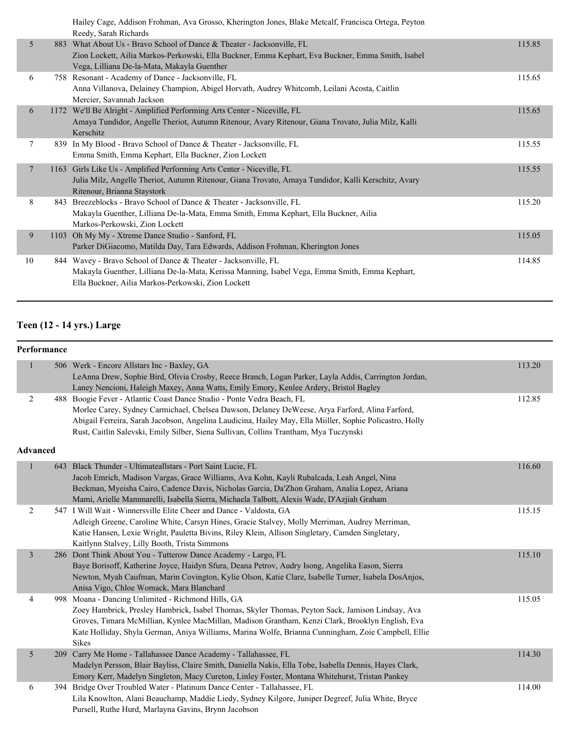| Place | No. | Entry | Score |
|---|---|---|---|
| | | Hailey Cage, Addison Frohman, Ava Grosso, Kherington Jones, Blake Metcalf, Francisca Ortega, Peyton Reedy, Sarah Richards | |
| 5 | 883 | What About Us - Bravo School of Dance & Theater - Jacksonville, FL<br>Zion Lockett, Ailia Markos-Perkowski, Ella Buckner, Emma Kephart, Eva Buckner, Emma Smith, Isabel Vega, Lilliana De-la-Mata, Makayla Guenther | 115.85 |
| 6 | 758 | Resonant - Academy of Dance - Jacksonville, FL<br>Anna Villanova, Delainey Champion, Abigel Horvath, Audrey Whitcomb, Leilani Acosta, Caitlin Mercier, Savannah Jackson | 115.65 |
| 6 | 1172 | We'll Be Alright - Amplified Performing Arts Center - Niceville, FL<br>Amaya Tundidor, Angelle Theriot, Autumn Ritenour, Avary Ritenour, Giana Trovato, Julia Milz, Kalli Kerschitz | 115.65 |
| 7 | 839 | In My Blood - Bravo School of Dance & Theater - Jacksonville, FL<br>Emma Smith, Emma Kephart, Ella Buckner, Zion Lockett | 115.55 |
| 7 | 1163 | Girls Like Us - Amplified Performing Arts Center - Niceville, FL<br>Julia Milz, Angelle Theriot, Autumn Ritenour, Giana Trovato, Amaya Tundidor, Kalli Kerschitz, Avary Ritenour, Brianna Staystork | 115.55 |
| 8 | 843 | Breezeblocks - Bravo School of Dance & Theater - Jacksonville, FL<br>Makayla Guenther, Lilliana De-la-Mata, Emma Smith, Emma Kephart, Ella Buckner, Ailia Markos-Perkowski, Zion Lockett | 115.20 |
| 9 | 1103 | Oh My My - Xtreme Dance Studio - Sanford, FL<br>Parker DiGiacomo, Matilda Day, Tara Edwards, Addison Frohman, Kherington Jones | 115.05 |
| 10 | 844 | Wavey - Bravo School of Dance & Theater - Jacksonville, FL<br>Makayla Guenther, Lilliana De-la-Mata, Kerissa Manning, Isabel Vega, Emma Smith, Emma Kephart, Ella Buckner, Ailia Markos-Perkowski, Zion Lockett | 114.85 |

## Teen (12 - 14 yrs.) Large

### Performance

| Place | No. | Entry | Score |
|---|---|---|---|
| 1 | 506 | Werk - Encore Allstars Inc - Baxley, GA<br>LeAnna Drew, Sophie Bird, Olivia Crosby, Reece Branch, Logan Parker, Layla Addis, Carrington Jordan, Laney Nencioni, Haleigh Maxey, Anna Watts, Emily Emory, Kenlee Ardery, Bristol Bagley | 113.20 |
| 2 | 488 | Boogie Fever - Atlantic Coast Dance Studio - Ponte Vedra Beach, FL<br>Morlee Carey, Sydney Carmichael, Chelsea Dawson, Delaney DeWeese, Arya Farford, Alina Farford, Abigail Ferreira, Sarah Jacobson, Angelina Laudicina, Hailey May, Ella Miiller, Sophie Policastro, Holly Rust, Caitlin Salevski, Emily Silber, Siena Sullivan, Collins Trantham, Mya Tuczynski | 112.85 |

### Advanced

| Place | No. | Entry | Score |
|---|---|---|---|
| 1 | 643 | Black Thunder - Ultimateallstars - Port Saint Lucie, FL<br>Jacob Emrich, Madison Vargas, Grace Williams, Ava Kohn, Kayli Rubalcada, Leah Angel, Nina Beckman, Myeisha Cairo, Cadence Davis, Nicholas Garcia, Da'Zhon Graham, Analia Lopez, Ariana Mami, Arielle Mammarelli, Isabella Sierra, Michaela Talbott, Alexis Wade, D'Azjiah Graham | 116.60 |
| 2 | 547 | I Will Wait - Winnersville Elite Cheer and Dance - Valdosta, GA<br>Adleigh Greene, Caroline White, Carsyn Hines, Gracie Stalvey, Molly Merriman, Audrey Merriman, Katie Hansen, Lexie Wright, Pauletta Bivins, Riley Klein, Allison Singletary, Camden Singletary, Kaitlynn Stalvey, Lilly Booth, Trista Simmons | 115.15 |
| 3 | 286 | Dont Think About You - Tutterow Dance Academy - Largo, FL<br>Baye Borisoff, Katherine Joyce, Haidyn Sfura, Deana Petrov, Audry Isong, Angelika Eason, Sierra Newton, Myah Caufman, Marin Covington, Kylie Olson, Katie Clare, Isabelle Turner, Isabela DosAnjos, Anisa Vigo, Chloe Womack, Mara Blanchard | 115.10 |
| 4 | 998 | Moana - Dancing Unlimited - Richmond Hills, GA<br>Zoey Hambrick, Presley Hambrick, Isabel Thomas, Skyler Thomas, Peyton Sack, Jamison Lindsay, Ava Groves, Timara McMillian, Kynlee MacMillan, Madison Grantham, Kenzi Clark, Brooklyn English, Eva Kate Holliday, Shyla German, Aniya Williams, Marina Wolfe, Brianna Cunningham, Zoie Campbell, Ellie Sikes | 115.05 |
| 5 | 209 | Carry Me Home - Tallahassee Dance Academy - Tallahassee, FL<br>Madelyn Persson, Blair Bayliss, Claire Smith, Daniella Nakis, Ella Tobe, Isabella Dennis, Hayes Clark, Emory Kerr, Madelyn Singleton, Macy Cureton, Linley Foster, Montana Whitehurst, Tristan Pankey | 114.30 |
| 6 | 394 | Bridge Over Troubled Water - Platinum Dance Center - Tallahassee, FL<br>Lila Knowlton, Alani Beauchamp, Maddie Liedy, Sydney Kilgore, Juniper Degreef, Julia White, Bryce Pursell, Ruthe Hurd, Marlayna Gavins, Brynn Jacobson | 114.00 |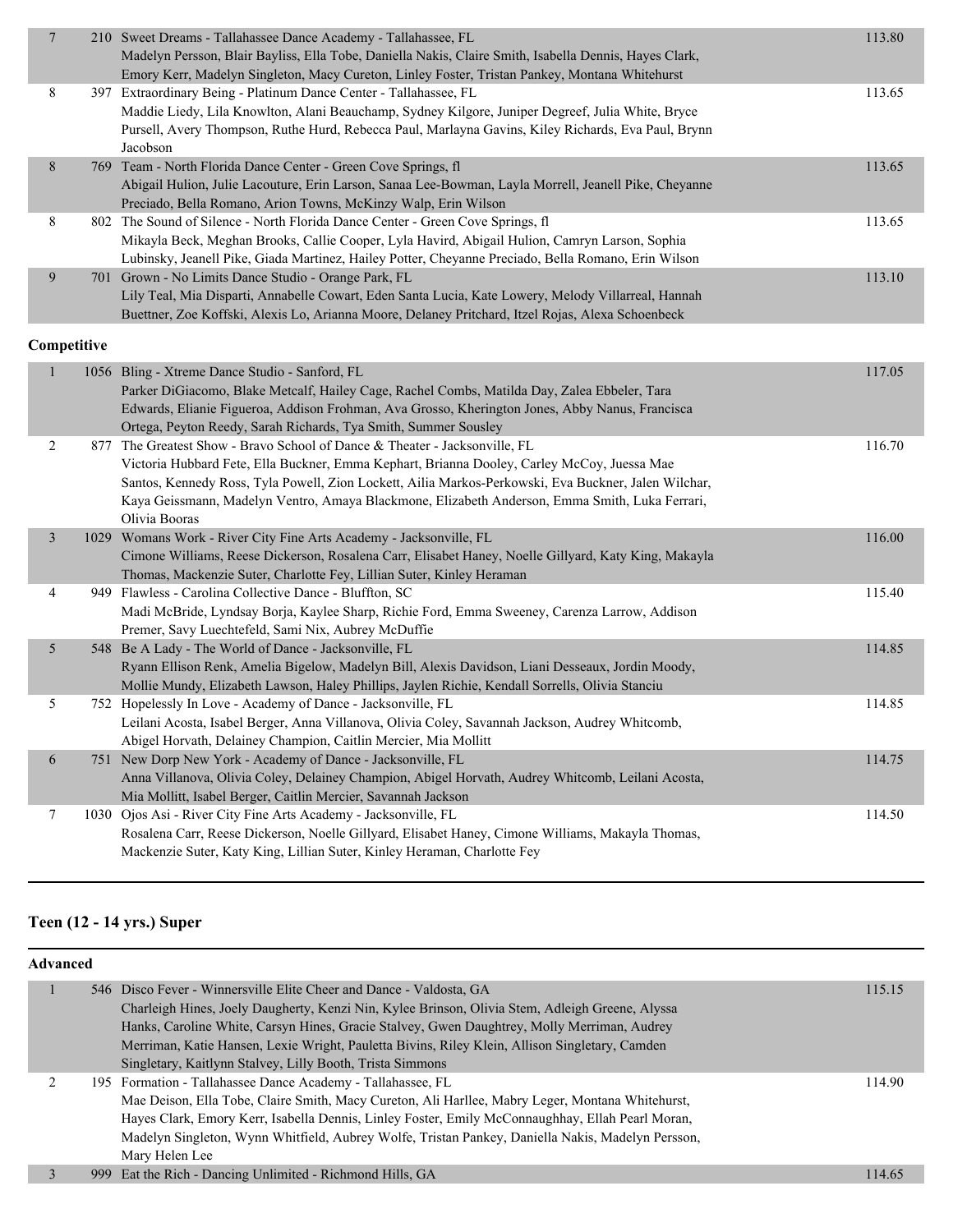| Place | No. | Routine / Studio / Dancers | Score |
|---|---|---|---|
| 7 | 210 | Sweet Dreams - Tallahassee Dance Academy - Tallahassee, FL<br>Madelyn Persson, Blair Bayliss, Ella Tobe, Daniella Nakis, Claire Smith, Isabella Dennis, Hayes Clark, Emory Kerr, Madelyn Singleton, Macy Cureton, Linley Foster, Tristan Pankey, Montana Whitehurst | 113.80 |
| 8 | 397 | Extraordinary Being - Platinum Dance Center - Tallahassee, FL<br>Maddie Liedy, Lila Knowlton, Alani Beauchamp, Sydney Kilgore, Juniper Degreef, Julia White, Bryce Pursell, Avery Thompson, Ruthe Hurd, Rebecca Paul, Marlayna Gavins, Kiley Richards, Eva Paul, Brynn Jacobson | 113.65 |
| 8 | 769 | Team - North Florida Dance Center - Green Cove Springs, fl<br>Abigail Hulion, Julie Lacouture, Erin Larson, Sanaa Lee-Bowman, Layla Morrell, Jeanell Pike, Cheyanne Preciado, Bella Romano, Arion Towns, McKinzy Walp, Erin Wilson | 113.65 |
| 8 | 802 | The Sound of Silence - North Florida Dance Center - Green Cove Springs, fl<br>Mikayla Beck, Meghan Brooks, Callie Cooper, Lyla Havird, Abigail Hulion, Camryn Larson, Sophia Lubinsky, Jeanell Pike, Giada Martinez, Hailey Potter, Cheyanne Preciado, Bella Romano, Erin Wilson | 113.65 |
| 9 | 701 | Grown - No Limits Dance Studio - Orange Park, FL<br>Lily Teal, Mia Disparti, Annabelle Cowart, Eden Santa Lucia, Kate Lowery, Melody Villarreal, Hannah Buettner, Zoe Koffski, Alexis Lo, Arianna Moore, Delaney Pritchard, Itzel Rojas, Alexa Schoenbeck | 113.10 |

**Competitive**

| Place | No. | Routine / Studio / Dancers | Score |
|---|---|---|---|
| 1 | 1056 | Bling - Xtreme Dance Studio - Sanford, FL<br>Parker DiGiacomo, Blake Metcalf, Hailey Cage, Rachel Combs, Matilda Day, Zalea Ebbeler, Tara Edwards, Elianie Figueroa, Addison Frohman, Ava Grosso, Kherington Jones, Abby Nanus, Francisca Ortega, Peyton Reedy, Sarah Richards, Tya Smith, Summer Sousley | 117.05 |
| 2 | 877 | The Greatest Show - Bravo School of Dance & Theater - Jacksonville, FL<br>Victoria Hubbard Fete, Ella Buckner, Emma Kephart, Brianna Dooley, Carley McCoy, Juessa Mae Santos, Kennedy Ross, Tyla Powell, Zion Lockett, Ailia Markos-Perkowski, Eva Buckner, Jalen Wilchar, Kaya Geissmann, Madelyn Ventro, Amaya Blackmone, Elizabeth Anderson, Emma Smith, Luka Ferrari, Olivia Booras | 116.70 |
| 3 | 1029 | Womans Work - River City Fine Arts Academy - Jacksonville, FL<br>Cimone Williams, Reese Dickerson, Rosalena Carr, Elisabet Haney, Noelle Gillyard, Katy King, Makayla Thomas, Mackenzie Suter, Charlotte Fey, Lillian Suter, Kinley Heraman | 116.00 |
| 4 | 949 | Flawless - Carolina Collective Dance - Bluffton, SC<br>Madi McBride, Lyndsay Borja, Kaylee Sharp, Richie Ford, Emma Sweeney, Carenza Larrow, Addison Premer, Savy Luechtefeld, Sami Nix, Aubrey McDuffie | 115.40 |
| 5 | 548 | Be A Lady - The World of Dance - Jacksonville, FL<br>Ryann Ellison Renk, Amelia Bigelow, Madelyn Bill, Alexis Davidson, Liani Desseaux, Jordin Moody, Mollie Mundy, Elizabeth Lawson, Haley Phillips, Jaylen Richie, Kendall Sorrells, Olivia Stanciu | 114.85 |
| 5 | 752 | Hopelessly In Love - Academy of Dance - Jacksonville, FL<br>Leilani Acosta, Isabel Berger, Anna Villanova, Olivia Coley, Savannah Jackson, Audrey Whitcomb, Abigel Horvath, Delainey Champion, Caitlin Mercier, Mia Mollitt | 114.85 |
| 6 | 751 | New Dorp New York - Academy of Dance - Jacksonville, FL<br>Anna Villanova, Olivia Coley, Delainey Champion, Abigel Horvath, Audrey Whitcomb, Leilani Acosta, Mia Mollitt, Isabel Berger, Caitlin Mercier, Savannah Jackson | 114.75 |
| 7 | 1030 | Ojos Asi - River City Fine Arts Academy - Jacksonville, FL<br>Rosalena Carr, Reese Dickerson, Noelle Gillyard, Elisabet Haney, Cimone Williams, Makayla Thomas, Mackenzie Suter, Katy King, Lillian Suter, Kinley Heraman, Charlotte Fey | 114.50 |

## Teen (12 - 14 yrs.) Super

**Advanced**

| Place | No. | Routine / Studio / Dancers | Score |
|---|---|---|---|
| 1 | 546 | Disco Fever - Winnersville Elite Cheer and Dance - Valdosta, GA<br>Charleigh Hines, Joely Daugherty, Kenzi Nin, Kylee Brinson, Olivia Stem, Adleigh Greene, Alyssa Hanks, Caroline White, Carsyn Hines, Gracie Stalvey, Gwen Daughtrey, Molly Merriman, Audrey Merriman, Katie Hansen, Lexie Wright, Pauletta Bivins, Riley Klein, Allison Singletary, Camden Singletary, Kaitlynn Stalvey, Lilly Booth, Trista Simmons | 115.15 |
| 2 | 195 | Formation - Tallahassee Dance Academy - Tallahassee, FL<br>Mae Deison, Ella Tobe, Claire Smith, Macy Cureton, Ali Harllee, Mabry Leger, Montana Whitehurst, Hayes Clark, Emory Kerr, Isabella Dennis, Linley Foster, Emily McConnaughhay, Ellah Pearl Moran, Madelyn Singleton, Wynn Whitfield, Aubrey Wolfe, Tristan Pankey, Daniella Nakis, Madelyn Persson, Mary Helen Lee | 114.90 |
| 3 | 999 | Eat the Rich - Dancing Unlimited - Richmond Hills, GA | 114.65 |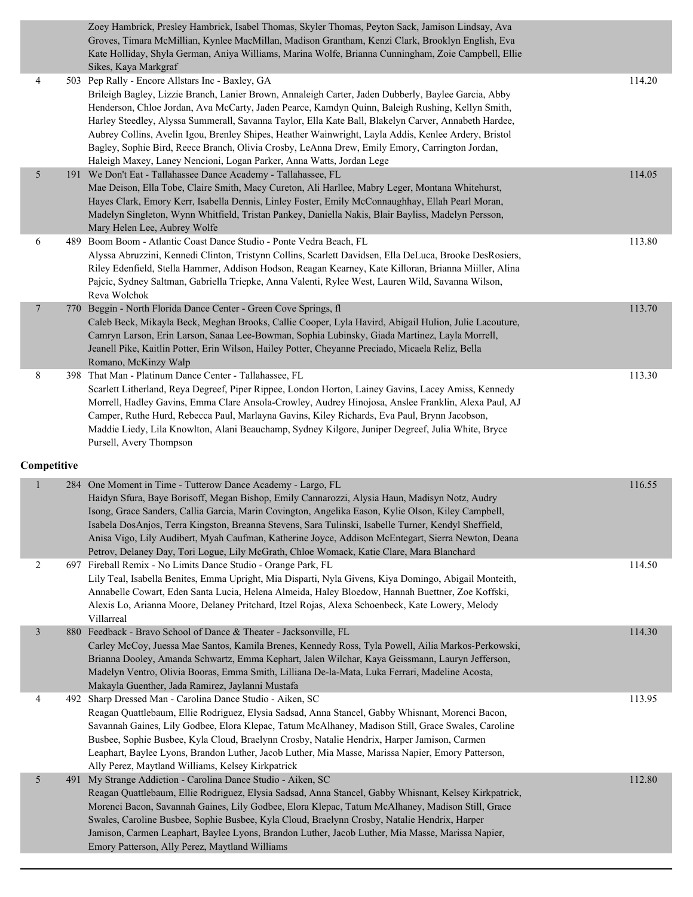| Place | # | Routine / Studio / Dancers | Score |
|---|---|---|---|
| | | Zoey Hambrick, Presley Hambrick, Isabel Thomas, Skyler Thomas, Peyton Sack, Jamison Lindsay, Ava Groves, Timara McMillian, Kynlee MacMillan, Madison Grantham, Kenzi Clark, Brooklyn English, Eva Kate Holliday, Shyla German, Aniya Williams, Marina Wolfe, Brianna Cunningham, Zoie Campbell, Ellie Sikes, Kaya Markgraf | |
| 4 | 503 | Pep Rally - Encore Allstars Inc - Baxley, GA<br>Brileigh Bagley, Lizzie Branch, Lanier Brown, Annaleigh Carter, Jaden Dubberly, Baylee Garcia, Abby Henderson, Chloe Jordan, Ava McCarty, Jaden Pearce, Kamdyn Quinn, Baleigh Rushing, Kellyn Smith, Harley Steedley, Alyssa Summerall, Savanna Taylor, Ella Kate Ball, Blakelyn Carver, Annabeth Hardee, Aubrey Collins, Avelin Igou, Brenley Shipes, Heather Wainwright, Layla Addis, Kenlee Ardery, Bristol Bagley, Sophie Bird, Reece Branch, Olivia Crosby, LeAnna Drew, Emily Emory, Carrington Jordan, Haleigh Maxey, Laney Nencioni, Logan Parker, Anna Watts, Jordan Lege | 114.20 |
| 5 | 191 | We Don't Eat - Tallahassee Dance Academy - Tallahassee, FL<br>Mae Deison, Ella Tobe, Claire Smith, Macy Cureton, Ali Harllee, Mabry Leger, Montana Whitehurst, Hayes Clark, Emory Kerr, Isabella Dennis, Linley Foster, Emily McConnaughhay, Ellah Pearl Moran, Madelyn Singleton, Wynn Whitfield, Tristan Pankey, Daniella Nakis, Blair Bayliss, Madelyn Persson, Mary Helen Lee, Aubrey Wolfe | 114.05 |
| 6 | 489 | Boom Boom - Atlantic Coast Dance Studio - Ponte Vedra Beach, FL<br>Alyssa Abruzzini, Kennedi Clinton, Tristynn Collins, Scarlett Davidsen, Ella DeLuca, Brooke DesRosiers, Riley Edenfield, Stella Hammer, Addison Hodson, Reagan Kearney, Kate Killoran, Brianna Miiller, Alina Pajcic, Sydney Saltman, Gabriella Triepke, Anna Valenti, Rylee West, Lauren Wild, Savanna Wilson, Reva Wolchok | 113.80 |
| 7 | 770 | Beggin - North Florida Dance Center - Green Cove Springs, fl<br>Caleb Beck, Mikayla Beck, Meghan Brooks, Callie Cooper, Lyla Havird, Abigail Hulion, Julie Lacouture, Camryn Larson, Erin Larson, Sanaa Lee-Bowman, Sophia Lubinsky, Giada Martinez, Layla Morrell, Jeanell Pike, Kaitlin Potter, Erin Wilson, Hailey Potter, Cheyanne Preciado, Micaela Reliz, Bella Romano, McKinzy Walp | 113.70 |
| 8 | 398 | That Man - Platinum Dance Center - Tallahassee, FL<br>Scarlett Litherland, Reya Degreef, Piper Rippee, London Horton, Lainey Gavins, Lacey Amiss, Kennedy Morrell, Hadley Gavins, Emma Clare Ansola-Crowley, Audrey Hinojosa, Anslee Franklin, Alexa Paul, AJ Camper, Ruthe Hurd, Rebecca Paul, Marlayna Gavins, Kiley Richards, Eva Paul, Brynn Jacobson, Maddie Liedy, Lila Knowlton, Alani Beauchamp, Sydney Kilgore, Juniper Degreef, Julia White, Bryce Pursell, Avery Thompson | 113.30 |

**Competitive**

| Place | # | Routine / Studio / Dancers | Score |
|---|---|---|---|
| 1 | 284 | One Moment in Time - Tutterow Dance Academy - Largo, FL<br>Haidyn Sfura, Baye Borisoff, Megan Bishop, Emily Cannarozzi, Alysia Haun, Madisyn Notz, Audry Isong, Grace Sanders, Callia Garcia, Marin Covington, Angelika Eason, Kylie Olson, Kiley Campbell, Isabela DosAnjos, Terra Kingston, Breanna Stevens, Sara Tulinski, Isabelle Turner, Kendyl Sheffield, Anisa Vigo, Lily Audibert, Myah Caufman, Katherine Joyce, Addison McEntegart, Sierra Newton, Deana Petrov, Delaney Day, Tori Logue, Lily McGrath, Chloe Womack, Katie Clare, Mara Blanchard | 116.55 |
| 2 | 697 | Fireball Remix - No Limits Dance Studio - Orange Park, FL<br>Lily Teal, Isabella Benites, Emma Upright, Mia Disparti, Nyla Givens, Kiya Domingo, Abigail Monteith, Annabelle Cowart, Eden Santa Lucia, Helena Almeida, Haley Bloedow, Hannah Buettner, Zoe Koffski, Alexis Lo, Arianna Moore, Delaney Pritchard, Itzel Rojas, Alexa Schoenbeck, Kate Lowery, Melody Villarreal | 114.50 |
| 3 | 880 | Feedback - Bravo School of Dance & Theater - Jacksonville, FL<br>Carley McCoy, Juessa Mae Santos, Kamila Brenes, Kennedy Ross, Tyla Powell, Ailia Markos-Perkowski, Brianna Dooley, Amanda Schwartz, Emma Kephart, Jalen Wilchar, Kaya Geissmann, Lauryn Jefferson, Madelyn Ventro, Olivia Booras, Emma Smith, Lilliana De-la-Mata, Luka Ferrari, Madeline Acosta, Makayla Guenther, Jada Ramirez, Jaylanni Mustafa | 114.30 |
| 4 | 492 | Sharp Dressed Man - Carolina Dance Studio - Aiken, SC<br>Reagan Quattlebaum, Ellie Rodriguez, Elysia Sadsad, Anna Stancel, Gabby Whisnant, Morenci Bacon, Savannah Gaines, Lily Godbee, Elora Klepac, Tatum McAlhaney, Madison Still, Grace Swales, Caroline Busbee, Sophie Busbee, Kyla Cloud, Braelynn Crosby, Natalie Hendrix, Harper Jamison, Carmen Leaphart, Baylee Lyons, Brandon Luther, Jacob Luther, Mia Masse, Marissa Napier, Emory Patterson, Ally Perez, Maytland Williams, Kelsey Kirkpatrick | 113.95 |
| 5 | 491 | My Strange Addiction - Carolina Dance Studio - Aiken, SC<br>Reagan Quattlebaum, Ellie Rodriguez, Elysia Sadsad, Anna Stancel, Gabby Whisnant, Kelsey Kirkpatrick, Morenci Bacon, Savannah Gaines, Lily Godbee, Elora Klepac, Tatum McAlhaney, Madison Still, Grace Swales, Caroline Busbee, Sophie Busbee, Kyla Cloud, Braelynn Crosby, Natalie Hendrix, Harper Jamison, Carmen Leaphart, Baylee Lyons, Brandon Luther, Jacob Luther, Mia Masse, Marissa Napier, Emory Patterson, Ally Perez, Maytland Williams | 112.80 |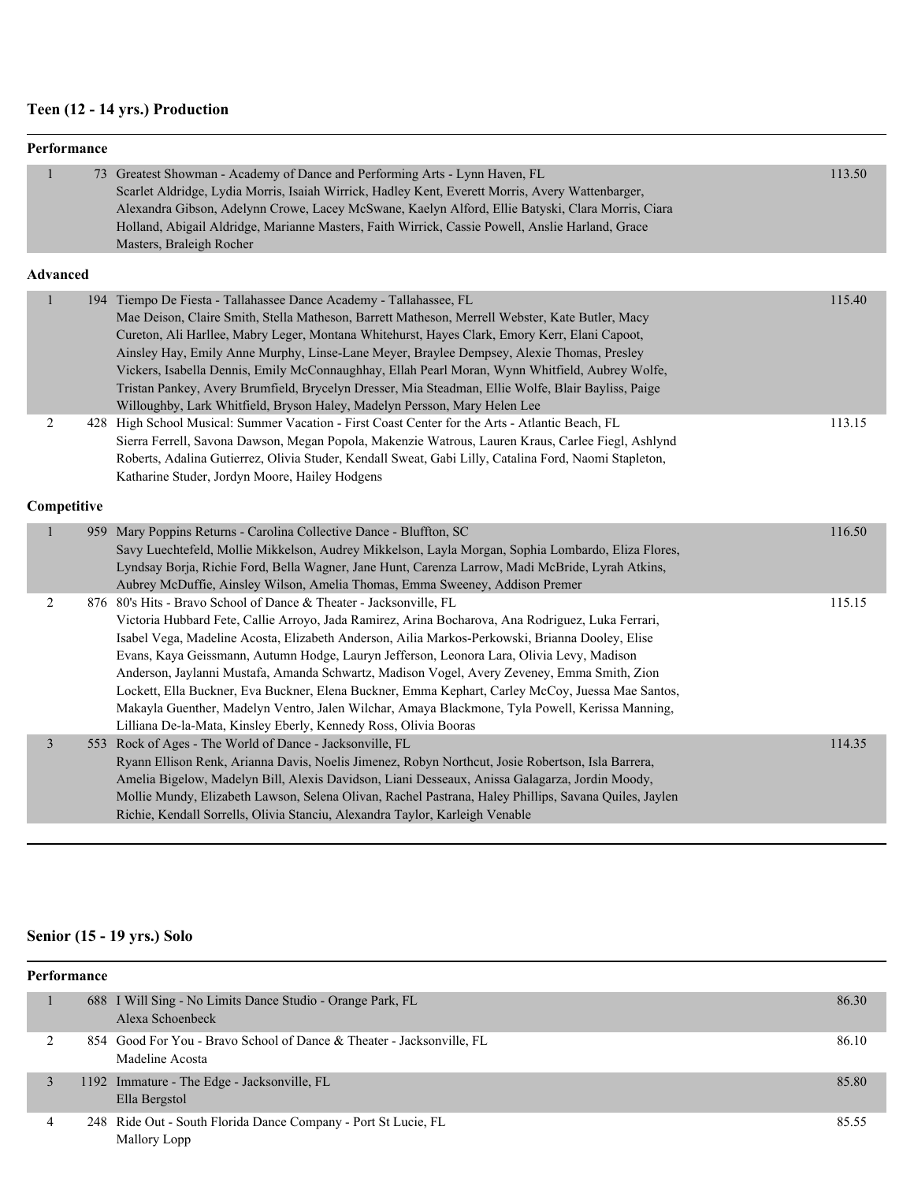## Teen (12 - 14 yrs.) Production

### Performance

| Place | # | Entry | Score |
|---|---|---|---|
| 1 | 73 | Greatest Showman - Academy of Dance and Performing Arts - Lynn Haven, FL<br>Scarlet Aldridge, Lydia Morris, Isaiah Wirrick, Hadley Kent, Everett Morris, Avery Wattenbarger, Alexandra Gibson, Adelynn Crowe, Lacey McSwane, Kaelyn Alford, Ellie Batyski, Clara Morris, Ciara Holland, Abigail Aldridge, Marianne Masters, Faith Wirrick, Cassie Powell, Anslie Harland, Grace Masters, Braleigh Rocher | 113.50 |

### Advanced

| Place | # | Entry | Score |
|---|---|---|---|
| 1 | 194 | Tiempo De Fiesta - Tallahassee Dance Academy - Tallahassee, FL<br>Mae Deison, Claire Smith, Stella Matheson, Barrett Matheson, Merrell Webster, Kate Butler, Macy Cureton, Ali Harllee, Mabry Leger, Montana Whitehurst, Hayes Clark, Emory Kerr, Elani Capoot, Ainsley Hay, Emily Anne Murphy, Linse-Lane Meyer, Braylee Dempsey, Alexie Thomas, Presley Vickers, Isabella Dennis, Emily McConnaughhay, Ellah Pearl Moran, Wynn Whitfield, Aubrey Wolfe, Tristan Pankey, Avery Brumfield, Brycelyn Dresser, Mia Steadman, Ellie Wolfe, Blair Bayliss, Paige Willoughby, Lark Whitfield, Bryson Haley, Madelyn Persson, Mary Helen Lee | 115.40 |
| 2 | 428 | High School Musical: Summer Vacation - First Coast Center for the Arts - Atlantic Beach, FL<br>Sierra Ferrell, Savona Dawson, Megan Popola, Makenzie Watrous, Lauren Kraus, Carlee Fiegl, Ashlynd Roberts, Adalina Gutierrez, Olivia Studer, Kendall Sweat, Gabi Lilly, Catalina Ford, Naomi Stapleton, Katharine Studer, Jordyn Moore, Hailey Hodgens | 113.15 |

### Competitive

| Place | # | Entry | Score |
|---|---|---|---|
| 1 | 959 | Mary Poppins Returns - Carolina Collective Dance - Bluffton, SC<br>Savy Luechtefeld, Mollie Mikkelson, Audrey Mikkelson, Layla Morgan, Sophia Lombardo, Eliza Flores, Lyndsay Borja, Richie Ford, Bella Wagner, Jane Hunt, Carenza Larrow, Madi McBride, Lyrah Atkins, Aubrey McDuffie, Ainsley Wilson, Amelia Thomas, Emma Sweeney, Addison Premer | 116.50 |
| 2 | 876 | 80's Hits - Bravo School of Dance & Theater - Jacksonville, FL<br>Victoria Hubbard Fete, Callie Arroyo, Jada Ramirez, Arina Bocharova, Ana Rodriguez, Luka Ferrari, Isabel Vega, Madeline Acosta, Elizabeth Anderson, Ailia Markos-Perkowski, Brianna Dooley, Elise Evans, Kaya Geissmann, Autumn Hodge, Lauryn Jefferson, Leonora Lara, Olivia Levy, Madison Anderson, Jaylanni Mustafa, Amanda Schwartz, Madison Vogel, Avery Zeveney, Emma Smith, Zion Lockett, Ella Buckner, Eva Buckner, Elena Buckner, Emma Kephart, Carley McCoy, Juessa Mae Santos, Makayla Guenther, Madelyn Ventro, Jalen Wilchar, Amaya Blackmone, Tyla Powell, Kerissa Manning, Lilliana De-la-Mata, Kinsley Eberly, Kennedy Ross, Olivia Booras | 115.15 |
| 3 | 553 | Rock of Ages - The World of Dance - Jacksonville, FL<br>Ryann Ellison Renk, Arianna Davis, Noelis Jimenez, Robyn Northcut, Josie Robertson, Isla Barrera, Amelia Bigelow, Madelyn Bill, Alexis Davidson, Liani Desseaux, Anissa Galagarza, Jordin Moody, Mollie Mundy, Elizabeth Lawson, Selena Olivan, Rachel Pastrana, Haley Phillips, Savana Quiles, Jaylen Richie, Kendall Sorrells, Olivia Stanciu, Alexandra Taylor, Karleigh Venable | 114.35 |

## Senior (15 - 19 yrs.) Solo

### Performance

| Place | # | Entry | Score |
|---|---|---|---|
| 1 | 688 | I Will Sing - No Limits Dance Studio - Orange Park, FL<br>Alexa Schoenbeck | 86.30 |
| 2 | 854 | Good For You - Bravo School of Dance & Theater - Jacksonville, FL<br>Madeline Acosta | 86.10 |
| 3 | 1192 | Immature - The Edge - Jacksonville, FL<br>Ella Bergstol | 85.80 |
| 4 | 248 | Ride Out - South Florida Dance Company - Port St Lucie, FL<br>Mallory Lopp | 85.55 |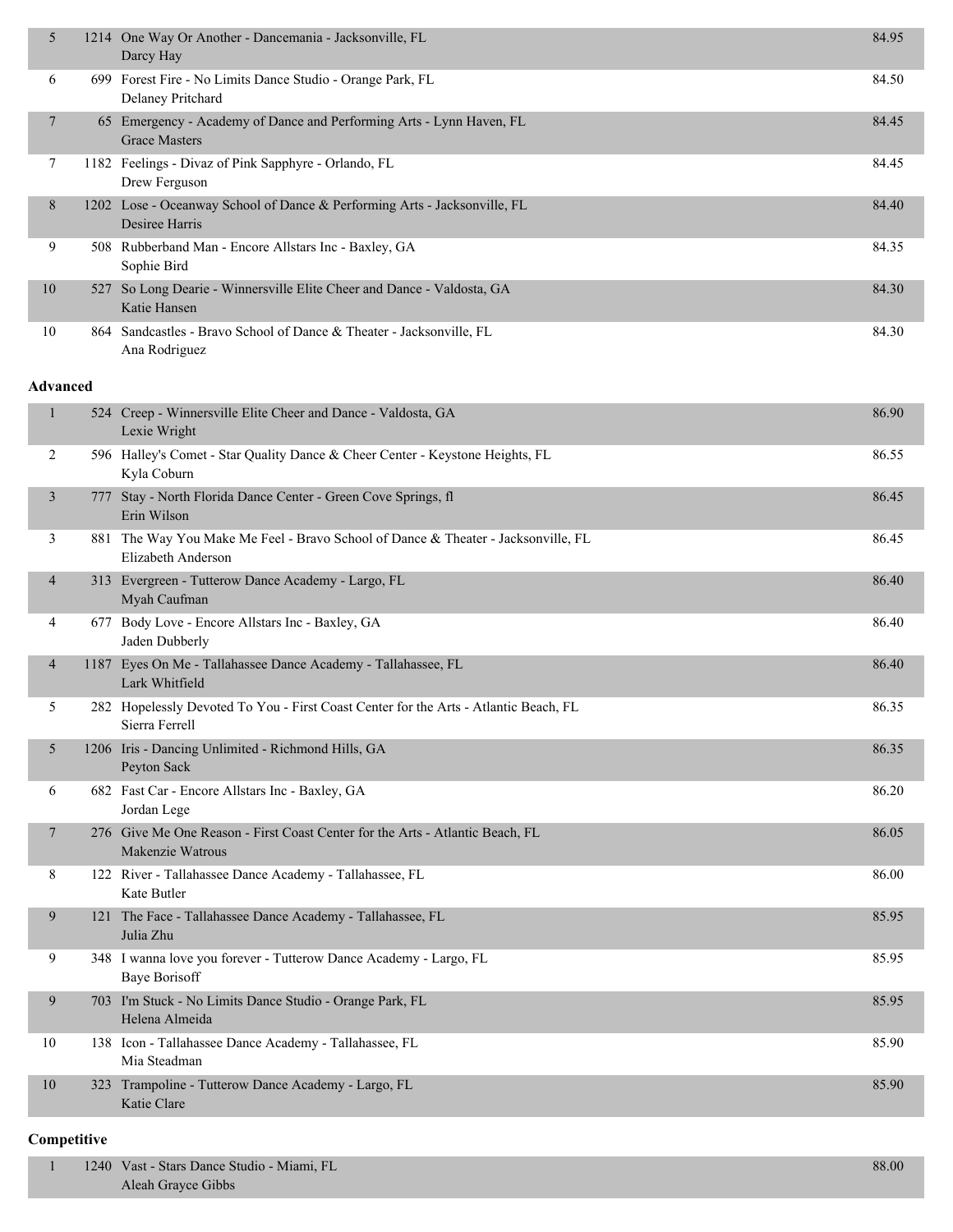| Place | No. | Entry | Score |
|---|---|---|---|
| 5 | 1214 | One Way Or Another - Dancemania - Jacksonville, FL<br>Darcy Hay | 84.95 |
| 6 | 699 | Forest Fire - No Limits Dance Studio - Orange Park, FL<br>Delaney Pritchard | 84.50 |
| 7 | 65 | Emergency - Academy of Dance and Performing Arts - Lynn Haven, FL<br>Grace Masters | 84.45 |
| 7 | 1182 | Feelings - Divaz of Pink Sapphyre - Orlando, FL<br>Drew Ferguson | 84.45 |
| 8 | 1202 | Lose - Oceanway School of Dance & Performing Arts - Jacksonville, FL<br>Desiree Harris | 84.40 |
| 9 | 508 | Rubberband Man - Encore Allstars Inc - Baxley, GA<br>Sophie Bird | 84.35 |
| 10 | 527 | So Long Dearie - Winnersville Elite Cheer and Dance - Valdosta, GA<br>Katie Hansen | 84.30 |
| 10 | 864 | Sandcastles - Bravo School of Dance & Theater - Jacksonville, FL<br>Ana Rodriguez | 84.30 |

**Advanced**

| Place | No. | Entry | Score |
|---|---|---|---|
| 1 | 524 | Creep - Winnersville Elite Cheer and Dance - Valdosta, GA<br>Lexie Wright | 86.90 |
| 2 | 596 | Halley's Comet - Star Quality Dance & Cheer Center - Keystone Heights, FL<br>Kyla Coburn | 86.55 |
| 3 | 777 | Stay - North Florida Dance Center - Green Cove Springs, fl<br>Erin Wilson | 86.45 |
| 3 | 881 | The Way You Make Me Feel - Bravo School of Dance & Theater - Jacksonville, FL<br>Elizabeth Anderson | 86.45 |
| 4 | 313 | Evergreen - Tutterow Dance Academy - Largo, FL<br>Myah Caufman | 86.40 |
| 4 | 677 | Body Love - Encore Allstars Inc - Baxley, GA<br>Jaden Dubberly | 86.40 |
| 4 | 1187 | Eyes On Me - Tallahassee Dance Academy - Tallahassee, FL<br>Lark Whitfield | 86.40 |
| 5 | 282 | Hopelessly Devoted To You - First Coast Center for the Arts - Atlantic Beach, FL<br>Sierra Ferrell | 86.35 |
| 5 | 1206 | Iris - Dancing Unlimited - Richmond Hills, GA<br>Peyton Sack | 86.35 |
| 6 | 682 | Fast Car - Encore Allstars Inc - Baxley, GA<br>Jordan Lege | 86.20 |
| 7 | 276 | Give Me One Reason - First Coast Center for the Arts - Atlantic Beach, FL<br>Makenzie Watrous | 86.05 |
| 8 | 122 | River - Tallahassee Dance Academy - Tallahassee, FL<br>Kate Butler | 86.00 |
| 9 | 121 | The Face - Tallahassee Dance Academy - Tallahassee, FL<br>Julia Zhu | 85.95 |
| 9 | 348 | I wanna love you forever - Tutterow Dance Academy - Largo, FL<br>Baye Borisoff | 85.95 |
| 9 | 703 | I'm Stuck - No Limits Dance Studio - Orange Park, FL<br>Helena Almeida | 85.95 |
| 10 | 138 | Icon - Tallahassee Dance Academy - Tallahassee, FL<br>Mia Steadman | 85.90 |
| 10 | 323 | Trampoline - Tutterow Dance Academy - Largo, FL<br>Katie Clare | 85.90 |

**Competitive**

| Place | No. | Entry | Score |
|---|---|---|---|
| 1 | 1240 | Vast - Stars Dance Studio - Miami, FL<br>Aleah Grayce Gibbs | 88.00 |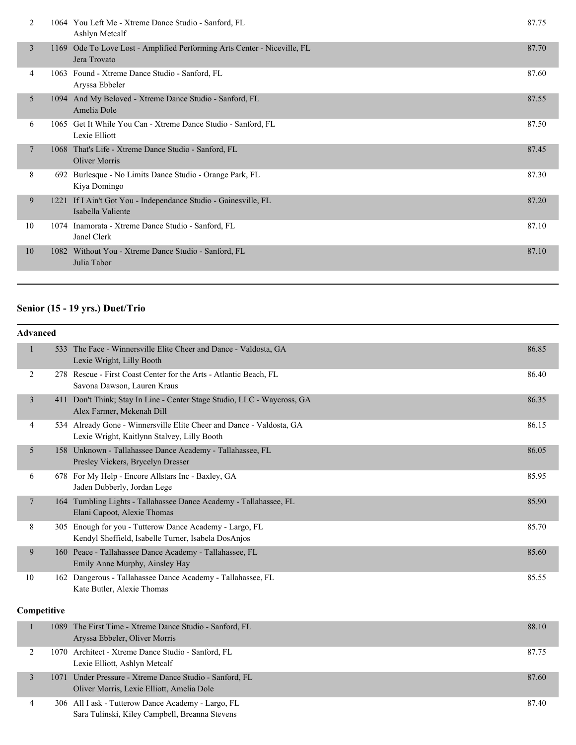| Place | No. | Routine / Studio / Dancers | Score |
|---|---|---|---|
| 2 | 1064 | You Left Me - Xtreme Dance Studio - Sanford, FL<br>Ashlyn Metcalf | 87.75 |
| 3 | 1169 | Ode To Love Lost - Amplified Performing Arts Center - Niceville, FL<br>Jera Trovato | 87.70 |
| 4 | 1063 | Found - Xtreme Dance Studio - Sanford, FL<br>Aryssa Ebbeler | 87.60 |
| 5 | 1094 | And My Beloved - Xtreme Dance Studio - Sanford, FL<br>Amelia Dole | 87.55 |
| 6 | 1065 | Get It While You Can - Xtreme Dance Studio - Sanford, FL<br>Lexie Elliott | 87.50 |
| 7 | 1068 | That's Life - Xtreme Dance Studio - Sanford, FL<br>Oliver Morris | 87.45 |
| 8 | 692 | Burlesque - No Limits Dance Studio - Orange Park, FL<br>Kiya Domingo | 87.30 |
| 9 | 1221 | If I Ain't Got You - Independance Studio - Gainesville, FL<br>Isabella Valiente | 87.20 |
| 10 | 1074 | Inamorata - Xtreme Dance Studio - Sanford, FL<br>Janel Clerk | 87.10 |
| 10 | 1082 | Without You - Xtreme Dance Studio - Sanford, FL<br>Julia Tabor | 87.10 |

## Senior (15 - 19 yrs.) Duet/Trio

### Advanced

| Place | No. | Routine / Studio / Dancers | Score |
|---|---|---|---|
| 1 | 533 | The Face - Winnersville Elite Cheer and Dance - Valdosta, GA<br>Lexie Wright, Lilly Booth | 86.85 |
| 2 | 278 | Rescue - First Coast Center for the Arts - Atlantic Beach, FL<br>Savona Dawson, Lauren Kraus | 86.40 |
| 3 | 411 | Don't Think; Stay In Line - Center Stage Studio, LLC - Waycross, GA<br>Alex Farmer, Mekenah Dill | 86.35 |
| 4 | 534 | Already Gone - Winnersville Elite Cheer and Dance - Valdosta, GA<br>Lexie Wright, Kaitlynn Stalvey, Lilly Booth | 86.15 |
| 5 | 158 | Unknown - Tallahassee Dance Academy - Tallahassee, FL<br>Presley Vickers, Brycelyn Dresser | 86.05 |
| 6 | 678 | For My Help - Encore Allstars Inc - Baxley, GA<br>Jaden Dubberly, Jordan Lege | 85.95 |
| 7 | 164 | Tumbling Lights - Tallahassee Dance Academy - Tallahassee, FL<br>Elani Capoot, Alexie Thomas | 85.90 |
| 8 | 305 | Enough for you - Tutterow Dance Academy - Largo, FL<br>Kendyl Sheffield, Isabelle Turner, Isabela DosAnjos | 85.70 |
| 9 | 160 | Peace - Tallahassee Dance Academy - Tallahassee, FL<br>Emily Anne Murphy, Ainsley Hay | 85.60 |
| 10 | 162 | Dangerous - Tallahassee Dance Academy - Tallahassee, FL<br>Kate Butler, Alexie Thomas | 85.55 |

### Competitive

| Place | No. | Routine / Studio / Dancers | Score |
|---|---|---|---|
| 1 | 1089 | The First Time - Xtreme Dance Studio - Sanford, FL<br>Aryssa Ebbeler, Oliver Morris | 88.10 |
| 2 | 1070 | Architect - Xtreme Dance Studio - Sanford, FL<br>Lexie Elliott, Ashlyn Metcalf | 87.75 |
| 3 | 1071 | Under Pressure - Xtreme Dance Studio - Sanford, FL<br>Oliver Morris, Lexie Elliott, Amelia Dole | 87.60 |
| 4 | 306 | All I ask - Tutterow Dance Academy - Largo, FL<br>Sara Tulinski, Kiley Campbell, Breanna Stevens | 87.40 |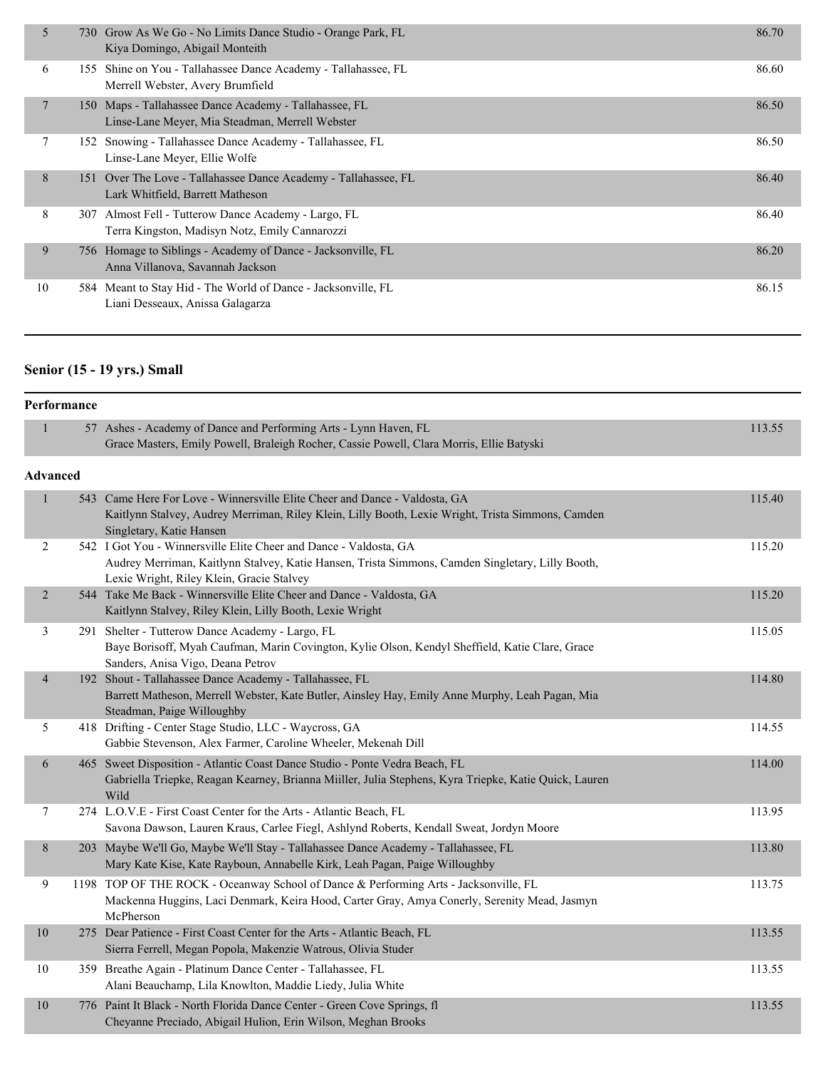| Place | No. | Entry | Score |
|---|---|---|---|
| 5 | 730 | Grow As We Go - No Limits Dance Studio - Orange Park, FL<br>Kiya Domingo, Abigail Monteith | 86.70 |
| 6 | 155 | Shine on You - Tallahassee Dance Academy - Tallahassee, FL<br>Merrell Webster, Avery Brumfield | 86.60 |
| 7 | 150 | Maps - Tallahassee Dance Academy - Tallahassee, FL<br>Linse-Lane Meyer, Mia Steadman, Merrell Webster | 86.50 |
| 7 | 152 | Snowing - Tallahassee Dance Academy - Tallahassee, FL<br>Linse-Lane Meyer, Ellie Wolfe | 86.50 |
| 8 | 151 | Over The Love - Tallahassee Dance Academy - Tallahassee, FL<br>Lark Whitfield, Barrett Matheson | 86.40 |
| 8 | 307 | Almost Fell - Tutterow Dance Academy - Largo, FL<br>Terra Kingston, Madisyn Notz, Emily Cannarozzi | 86.40 |
| 9 | 756 | Homage to Siblings - Academy of Dance - Jacksonville, FL<br>Anna Villanova, Savannah Jackson | 86.20 |
| 10 | 584 | Meant to Stay Hid - The World of Dance - Jacksonville, FL<br>Liani Desseaux, Anissa Galagarza | 86.15 |

## Senior (15 - 19 yrs.) Small

### Performance

| Place | No. | Entry | Score |
|---|---|---|---|
| 1 | 57 | Ashes - Academy of Dance and Performing Arts - Lynn Haven, FL<br>Grace Masters, Emily Powell, Braleigh Rocher, Cassie Powell, Clara Morris, Ellie Batyski | 113.55 |

### Advanced

| Place | No. | Entry | Score |
|---|---|---|---|
| 1 | 543 | Came Here For Love - Winnersville Elite Cheer and Dance - Valdosta, GA<br>Kaitlynn Stalvey, Audrey Merriman, Riley Klein, Lilly Booth, Lexie Wright, Trista Simmons, Camden Singletary, Katie Hansen | 115.40 |
| 2 | 542 | I Got You - Winnersville Elite Cheer and Dance - Valdosta, GA<br>Audrey Merriman, Kaitlynn Stalvey, Katie Hansen, Trista Simmons, Camden Singletary, Lilly Booth, Lexie Wright, Riley Klein, Gracie Stalvey | 115.20 |
| 2 | 544 | Take Me Back - Winnersville Elite Cheer and Dance - Valdosta, GA<br>Kaitlynn Stalvey, Riley Klein, Lilly Booth, Lexie Wright | 115.20 |
| 3 | 291 | Shelter - Tutterow Dance Academy - Largo, FL<br>Baye Borisoff, Myah Caufman, Marin Covington, Kylie Olson, Kendyl Sheffield, Katie Clare, Grace Sanders, Anisa Vigo, Deana Petrov | 115.05 |
| 4 | 192 | Shout - Tallahassee Dance Academy - Tallahassee, FL<br>Barrett Matheson, Merrell Webster, Kate Butler, Ainsley Hay, Emily Anne Murphy, Leah Pagan, Mia Steadman, Paige Willoughby | 114.80 |
| 5 | 418 | Drifting - Center Stage Studio, LLC - Waycross, GA<br>Gabbie Stevenson, Alex Farmer, Caroline Wheeler, Mekenah Dill | 114.55 |
| 6 | 465 | Sweet Disposition - Atlantic Coast Dance Studio - Ponte Vedra Beach, FL<br>Gabriella Triepke, Reagan Kearney, Brianna Miiller, Julia Stephens, Kyra Triepke, Katie Quick, Lauren Wild | 114.00 |
| 7 | 274 | L.O.V.E - First Coast Center for the Arts - Atlantic Beach, FL<br>Savona Dawson, Lauren Kraus, Carlee Fiegl, Ashlynd Roberts, Kendall Sweat, Jordyn Moore | 113.95 |
| 8 | 203 | Maybe We'll Go, Maybe We'll Stay - Tallahassee Dance Academy - Tallahassee, FL<br>Mary Kate Kise, Kate Rayboun, Annabelle Kirk, Leah Pagan, Paige Willoughby | 113.80 |
| 9 | 1198 | TOP OF THE ROCK - Oceanway School of Dance & Performing Arts - Jacksonville, FL<br>Mackenna Huggins, Laci Denmark, Keira Hood, Carter Gray, Amya Conerly, Serenity Mead, Jasmyn McPherson | 113.75 |
| 10 | 275 | Dear Patience - First Coast Center for the Arts - Atlantic Beach, FL<br>Sierra Ferrell, Megan Popola, Makenzie Watrous, Olivia Studer | 113.55 |
| 10 | 359 | Breathe Again - Platinum Dance Center - Tallahassee, FL<br>Alani Beauchamp, Lila Knowlton, Maddie Liedy, Julia White | 113.55 |
| 10 | 776 | Paint It Black - North Florida Dance Center - Green Cove Springs, fl<br>Cheyanne Preciado, Abigail Hulion, Erin Wilson, Meghan Brooks | 113.55 |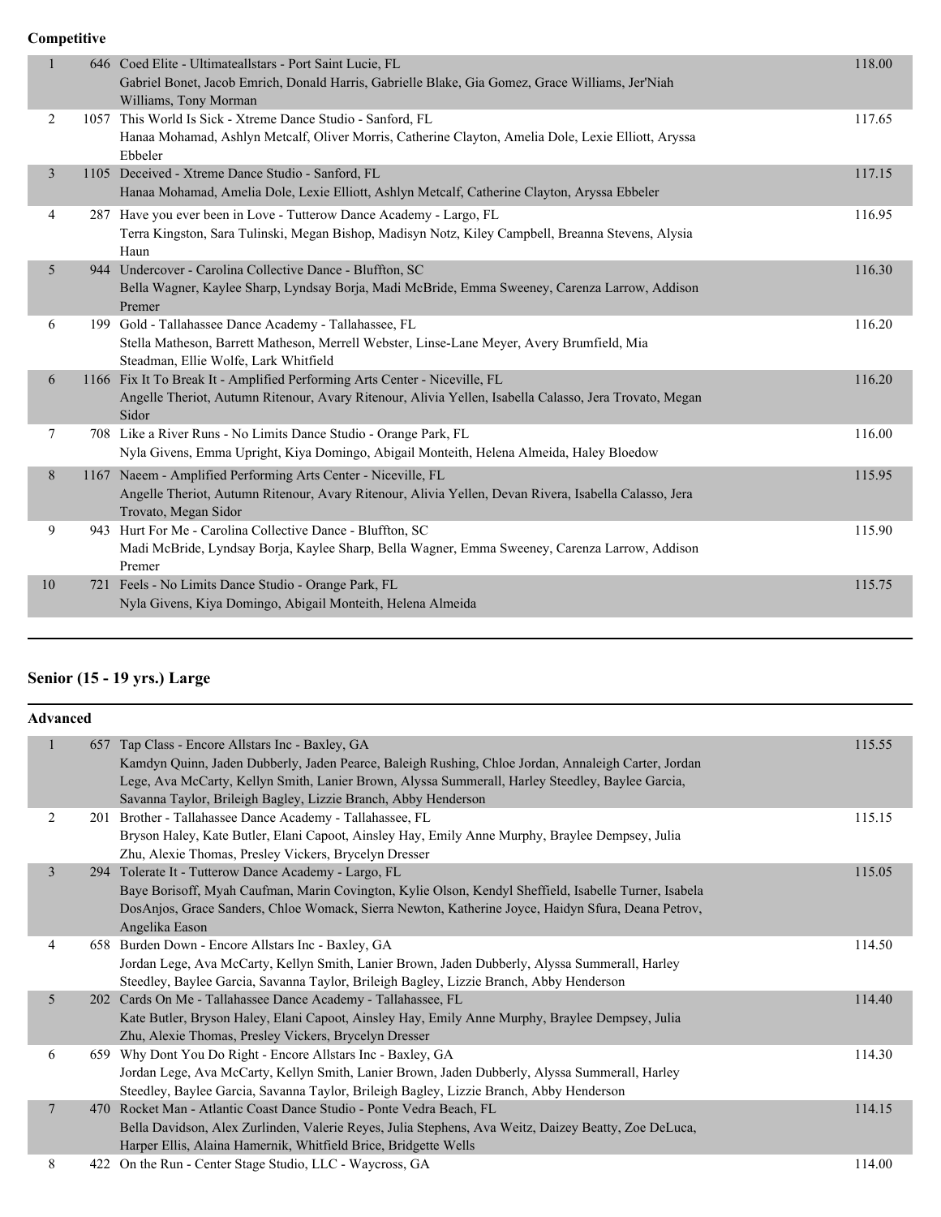**Competitive**

| Place | No. | Entry | Score |
|---|---|---|---|
| 1 | 646 | Coed Elite - Ultimateallstars - Port Saint Lucie, FL<br>Gabriel Bonet, Jacob Emrich, Donald Harris, Gabrielle Blake, Gia Gomez, Grace Williams, Jer'Niah Williams, Tony Morman | 118.00 |
| 2 | 1057 | This World Is Sick - Xtreme Dance Studio - Sanford, FL<br>Hanaa Mohamad, Ashlyn Metcalf, Oliver Morris, Catherine Clayton, Amelia Dole, Lexie Elliott, Aryssa Ebbeler | 117.65 |
| 3 | 1105 | Deceived - Xtreme Dance Studio - Sanford, FL<br>Hanaa Mohamad, Amelia Dole, Lexie Elliott, Ashlyn Metcalf, Catherine Clayton, Aryssa Ebbeler | 117.15 |
| 4 | 287 | Have you ever been in Love - Tutterow Dance Academy - Largo, FL<br>Terra Kingston, Sara Tulinski, Megan Bishop, Madisyn Notz, Kiley Campbell, Breanna Stevens, Alysia Haun | 116.95 |
| 5 | 944 | Undercover - Carolina Collective Dance - Bluffton, SC<br>Bella Wagner, Kaylee Sharp, Lyndsay Borja, Madi McBride, Emma Sweeney, Carenza Larrow, Addison Premer | 116.30 |
| 6 | 199 | Gold - Tallahassee Dance Academy - Tallahassee, FL<br>Stella Matheson, Barrett Matheson, Merrell Webster, Linse-Lane Meyer, Avery Brumfield, Mia Steadman, Ellie Wolfe, Lark Whitfield | 116.20 |
| 6 | 1166 | Fix It To Break It - Amplified Performing Arts Center - Niceville, FL<br>Angelle Theriot, Autumn Ritenour, Avary Ritenour, Alivia Yellen, Isabella Calasso, Jera Trovato, Megan Sidor | 116.20 |
| 7 | 708 | Like a River Runs - No Limits Dance Studio - Orange Park, FL<br>Nyla Givens, Emma Upright, Kiya Domingo, Abigail Monteith, Helena Almeida, Haley Bloedow | 116.00 |
| 8 | 1167 | Naeem - Amplified Performing Arts Center - Niceville, FL<br>Angelle Theriot, Autumn Ritenour, Avary Ritenour, Alivia Yellen, Devan Rivera, Isabella Calasso, Jera Trovato, Megan Sidor | 115.95 |
| 9 | 943 | Hurt For Me - Carolina Collective Dance - Bluffton, SC<br>Madi McBride, Lyndsay Borja, Kaylee Sharp, Bella Wagner, Emma Sweeney, Carenza Larrow, Addison Premer | 115.90 |
| 10 | 721 | Feels - No Limits Dance Studio - Orange Park, FL<br>Nyla Givens, Kiya Domingo, Abigail Monteith, Helena Almeida | 115.75 |

## Senior (15 - 19 yrs.) Large

**Advanced**

| Place | No. | Entry | Score |
|---|---|---|---|
| 1 | 657 | Tap Class - Encore Allstars Inc - Baxley, GA<br>Kamdyn Quinn, Jaden Dubberly, Jaden Pearce, Baleigh Rushing, Chloe Jordan, Annaleigh Carter, Jordan Lege, Ava McCarty, Kellyn Smith, Lanier Brown, Alyssa Summerall, Harley Steedley, Baylee Garcia, Savanna Taylor, Brileigh Bagley, Lizzie Branch, Abby Henderson | 115.55 |
| 2 | 201 | Brother - Tallahassee Dance Academy - Tallahassee, FL<br>Bryson Haley, Kate Butler, Elani Capoot, Ainsley Hay, Emily Anne Murphy, Braylee Dempsey, Julia Zhu, Alexie Thomas, Presley Vickers, Brycelyn Dresser | 115.15 |
| 3 | 294 | Tolerate It - Tutterow Dance Academy - Largo, FL<br>Baye Borisoff, Myah Caufman, Marin Covington, Kylie Olson, Kendyl Sheffield, Isabelle Turner, Isabela DosAnjos, Grace Sanders, Chloe Womack, Sierra Newton, Katherine Joyce, Haidyn Sfura, Deana Petrov, Angelika Eason | 115.05 |
| 4 | 658 | Burden Down - Encore Allstars Inc - Baxley, GA<br>Jordan Lege, Ava McCarty, Kellyn Smith, Lanier Brown, Jaden Dubberly, Alyssa Summerall, Harley Steedley, Baylee Garcia, Savanna Taylor, Brileigh Bagley, Lizzie Branch, Abby Henderson | 114.50 |
| 5 | 202 | Cards On Me - Tallahassee Dance Academy - Tallahassee, FL<br>Kate Butler, Bryson Haley, Elani Capoot, Ainsley Hay, Emily Anne Murphy, Braylee Dempsey, Julia Zhu, Alexie Thomas, Presley Vickers, Brycelyn Dresser | 114.40 |
| 6 | 659 | Why Dont You Do Right - Encore Allstars Inc - Baxley, GA<br>Jordan Lege, Ava McCarty, Kellyn Smith, Lanier Brown, Jaden Dubberly, Alyssa Summerall, Harley Steedley, Baylee Garcia, Savanna Taylor, Brileigh Bagley, Lizzie Branch, Abby Henderson | 114.30 |
| 7 | 470 | Rocket Man - Atlantic Coast Dance Studio - Ponte Vedra Beach, FL<br>Bella Davidson, Alex Zurlinden, Valerie Reyes, Julia Stephens, Ava Weitz, Daizey Beatty, Zoe DeLuca, Harper Ellis, Alaina Hamernik, Whitfield Brice, Bridgette Wells | 114.15 |
| 8 | 422 | On the Run - Center Stage Studio, LLC - Waycross, GA | 114.00 |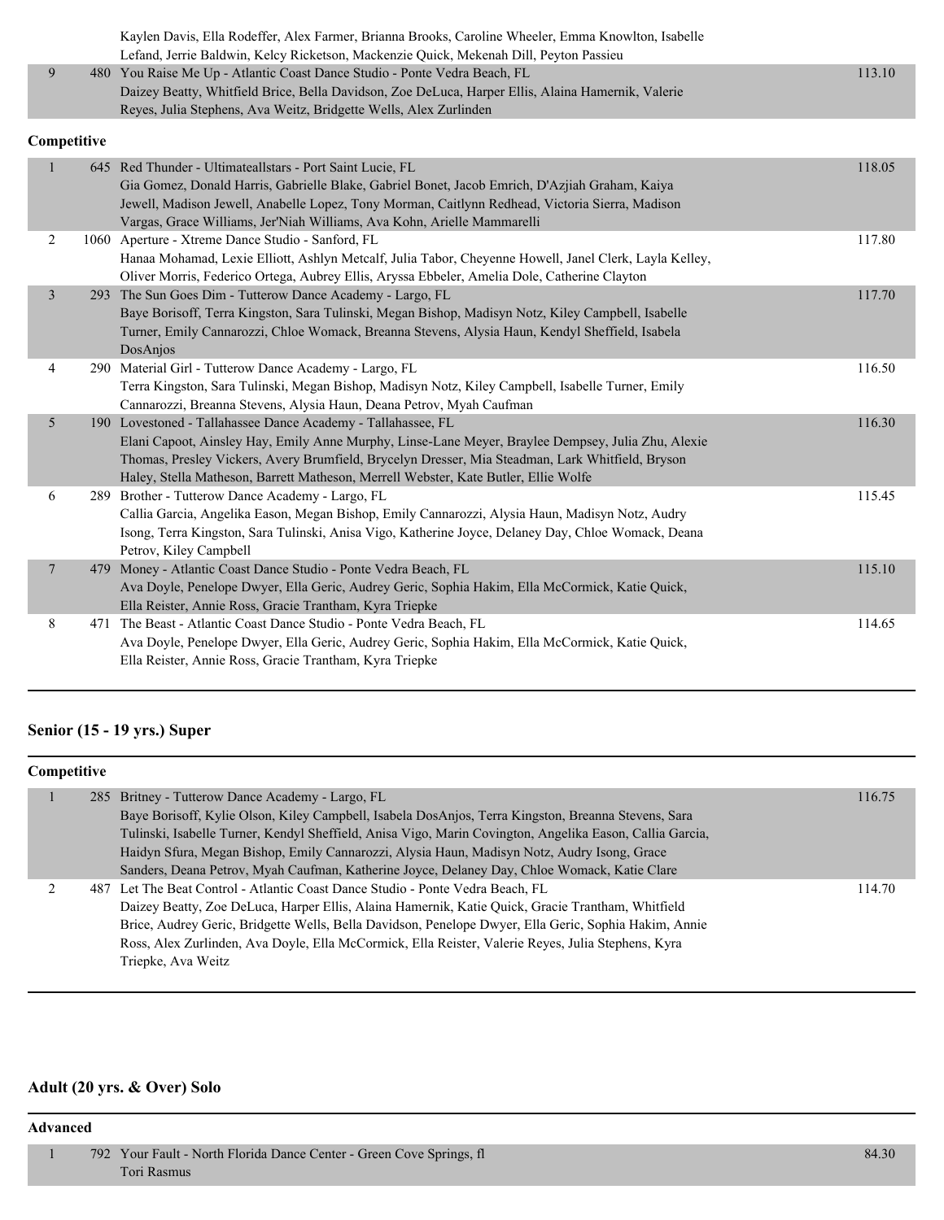| | | | |
|---|---|---|---|
| | | Kaylen Davis, Ella Rodeffer, Alex Farmer, Brianna Brooks, Caroline Wheeler, Emma Knowlton, Isabelle Lefand, Jerrie Baldwin, Kelcy Ricketson, Mackenzie Quick, Mekenah Dill, Peyton Passieu | |
| 9 | 480 | You Raise Me Up - Atlantic Coast Dance Studio - Ponte Vedra Beach, FL<br>Daizey Beatty, Whitfield Brice, Bella Davidson, Zoe DeLuca, Harper Ellis, Alaina Hamernik, Valerie Reyes, Julia Stephens, Ava Weitz, Bridgette Wells, Alex Zurlinden | 113.10 |

**Competitive**

| | | | |
|---|---|---|---|
| 1 | 645 | Red Thunder - Ultimateallstars - Port Saint Lucie, FL<br>Gia Gomez, Donald Harris, Gabrielle Blake, Gabriel Bonet, Jacob Emrich, D'Azjiah Graham, Kaiya Jewell, Madison Jewell, Anabelle Lopez, Tony Morman, Caitlynn Redhead, Victoria Sierra, Madison Vargas, Grace Williams, Jer'Niah Williams, Ava Kohn, Arielle Mammarelli | 118.05 |
| 2 | 1060 | Aperture - Xtreme Dance Studio - Sanford, FL<br>Hanaa Mohamad, Lexie Elliott, Ashlyn Metcalf, Julia Tabor, Cheyenne Howell, Janel Clerk, Layla Kelley, Oliver Morris, Federico Ortega, Aubrey Ellis, Aryssa Ebbeler, Amelia Dole, Catherine Clayton | 117.80 |
| 3 | 293 | The Sun Goes Dim - Tutterow Dance Academy - Largo, FL<br>Baye Borisoff, Terra Kingston, Sara Tulinski, Megan Bishop, Madisyn Notz, Kiley Campbell, Isabelle Turner, Emily Cannarozzi, Chloe Womack, Breanna Stevens, Alysia Haun, Kendyl Sheffield, Isabela DosAnjos | 117.70 |
| 4 | 290 | Material Girl - Tutterow Dance Academy - Largo, FL<br>Terra Kingston, Sara Tulinski, Megan Bishop, Madisyn Notz, Kiley Campbell, Isabelle Turner, Emily Cannarozzi, Breanna Stevens, Alysia Haun, Deana Petrov, Myah Caufman | 116.50 |
| 5 | 190 | Lovestoned - Tallahassee Dance Academy - Tallahassee, FL<br>Elani Capoot, Ainsley Hay, Emily Anne Murphy, Linse-Lane Meyer, Braylee Dempsey, Julia Zhu, Alexie Thomas, Presley Vickers, Avery Brumfield, Brycelyn Dresser, Mia Steadman, Lark Whitfield, Bryson Haley, Stella Matheson, Barrett Matheson, Merrell Webster, Kate Butler, Ellie Wolfe | 116.30 |
| 6 | 289 | Brother - Tutterow Dance Academy - Largo, FL<br>Callia Garcia, Angelika Eason, Megan Bishop, Emily Cannarozzi, Alysia Haun, Madisyn Notz, Audry Isong, Terra Kingston, Sara Tulinski, Anisa Vigo, Katherine Joyce, Delaney Day, Chloe Womack, Deana Petrov, Kiley Campbell | 115.45 |
| 7 | 479 | Money - Atlantic Coast Dance Studio - Ponte Vedra Beach, FL<br>Ava Doyle, Penelope Dwyer, Ella Geric, Audrey Geric, Sophia Hakim, Ella McCormick, Katie Quick, Ella Reister, Annie Ross, Gracie Trantham, Kyra Triepke | 115.10 |
| 8 | 471 | The Beast - Atlantic Coast Dance Studio - Ponte Vedra Beach, FL<br>Ava Doyle, Penelope Dwyer, Ella Geric, Audrey Geric, Sophia Hakim, Ella McCormick, Katie Quick, Ella Reister, Annie Ross, Gracie Trantham, Kyra Triepke | 114.65 |

## Senior (15 - 19 yrs.) Super

**Competitive**

| | | | |
|---|---|---|---|
| 1 | 285 | Britney - Tutterow Dance Academy - Largo, FL<br>Baye Borisoff, Kylie Olson, Kiley Campbell, Isabela DosAnjos, Terra Kingston, Breanna Stevens, Sara Tulinski, Isabelle Turner, Kendyl Sheffield, Anisa Vigo, Marin Covington, Angelika Eason, Callia Garcia, Haidyn Sfura, Megan Bishop, Emily Cannarozzi, Alysia Haun, Madisyn Notz, Audry Isong, Grace Sanders, Deana Petrov, Myah Caufman, Katherine Joyce, Delaney Day, Chloe Womack, Katie Clare | 116.75 |
| 2 | 487 | Let The Beat Control - Atlantic Coast Dance Studio - Ponte Vedra Beach, FL<br>Daizey Beatty, Zoe DeLuca, Harper Ellis, Alaina Hamernik, Katie Quick, Gracie Trantham, Whitfield Brice, Audrey Geric, Bridgette Wells, Bella Davidson, Penelope Dwyer, Ella Geric, Sophia Hakim, Annie Ross, Alex Zurlinden, Ava Doyle, Ella McCormick, Ella Reister, Valerie Reyes, Julia Stephens, Kyra Triepke, Ava Weitz | 114.70 |

## Adult (20 yrs. & Over) Solo

**Advanced**

| | | | |
|---|---|---|---|
| 1 | 792 | Your Fault - North Florida Dance Center - Green Cove Springs, fl<br>Tori Rasmus | 84.30 |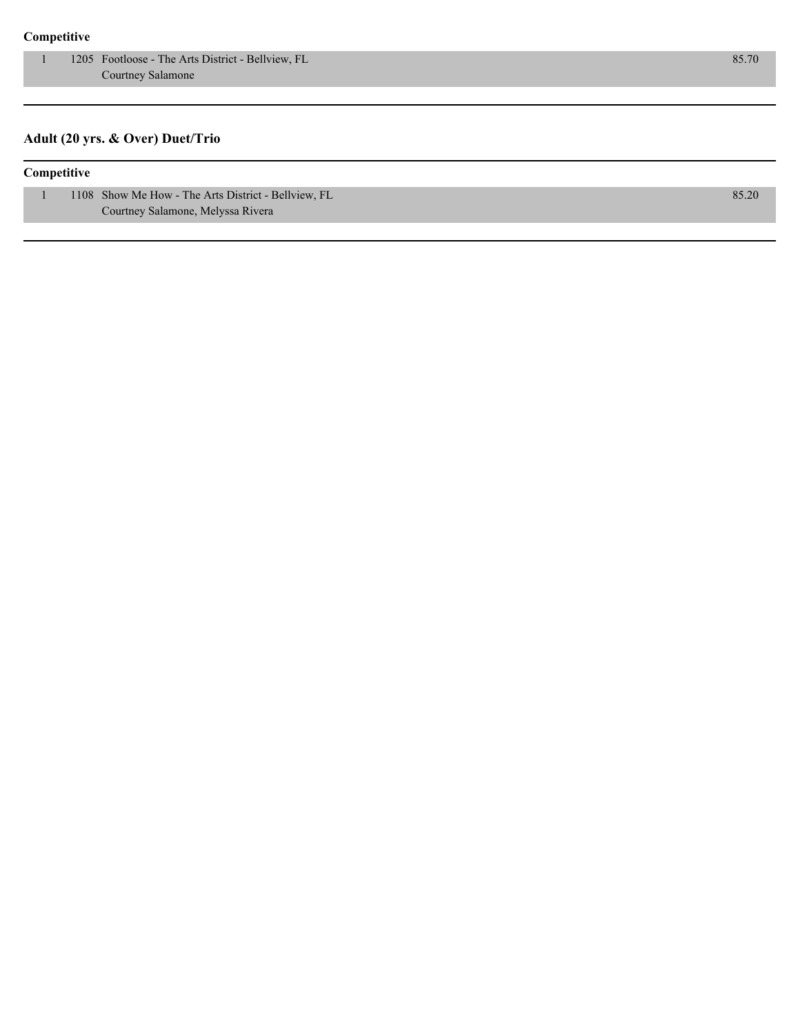**Competitive**

| | | | |
|---|---|---|---|
| 1 | 1205 | Footloose - The Arts District - Bellview, FL<br>Courtney Salamone | 85.70 |

## Adult (20 yrs. & Over) Duet/Trio

**Competitive**

| | | | |
|---|---|---|---|
| 1 | 1108 | Show Me How - The Arts District - Bellview, FL<br>Courtney Salamone, Melyssa Rivera | 85.20 |